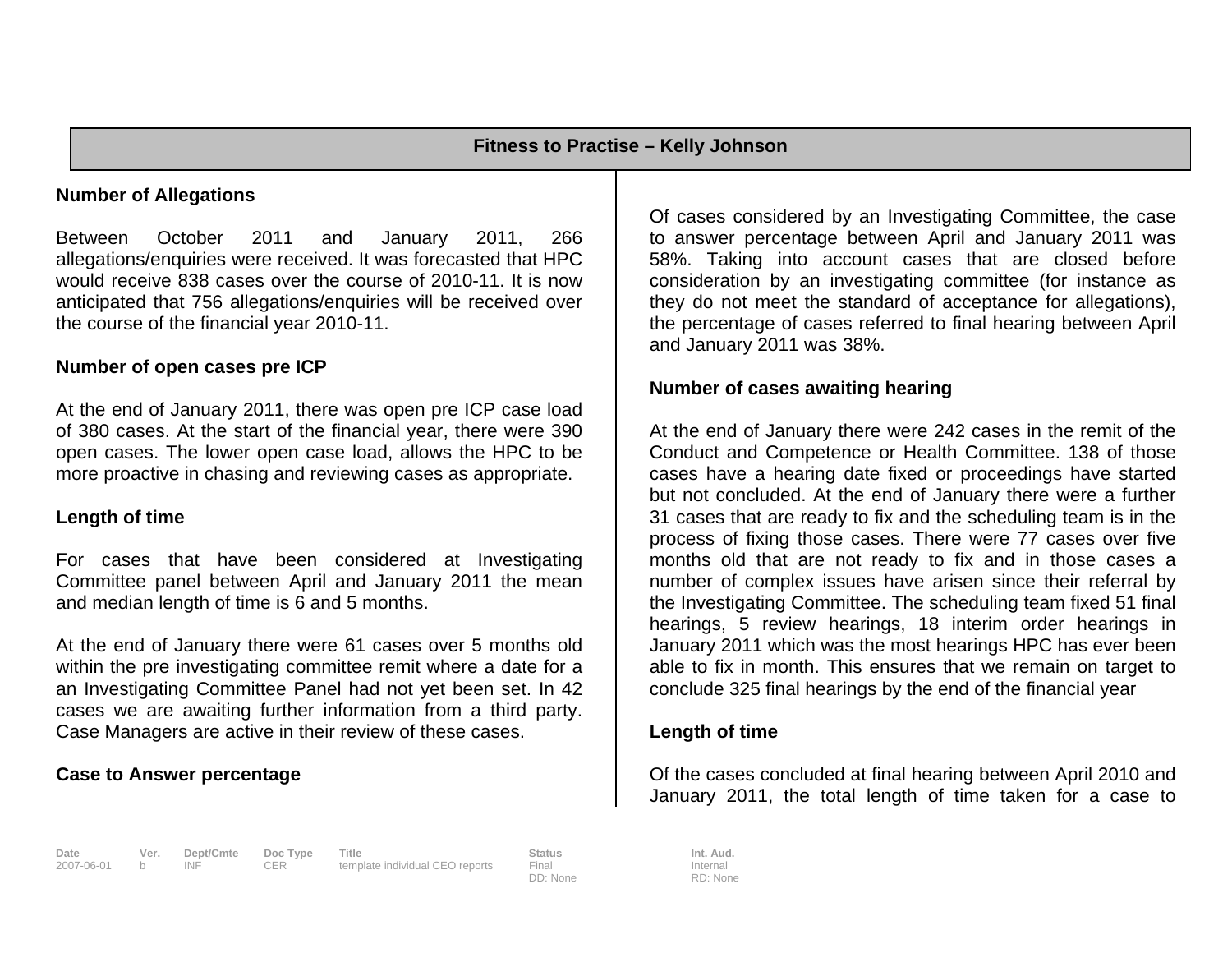## Fitness to Practise – Kelly Johnson

### Number of Allegations

Between October 2011 and January 2011, 266 allegations/enquiries were received. It was forecasted that HPC would receive 838 cases over the course of 2010-11. It is now anticipated that 756 allegations/enquiries will be received over the course of the financial year 2010-11.

### Number of open cases pre ICP

At the end of January 2011, there was open pre ICP case load of 380 cases. At the start of the financial year, there were 390 open cases. The lower open case load, allows the HPC to be more proactive in chasing and reviewing cases as appropriate.

### Length of time

For cases that have been considered at Investigating Committee panel between April and January 2011 the mean and median length of time is 6 and 5 months.

At the end of January there were 61 cases over 5 months old within the pre investigating committee remit where a date for a an Investigating Committee Panel had not yet been set. In 42 cases we are awaiting further information from a third party. Case Managers are active in their review of these cases.

### Case to Answer percentage

Of cases considered by an Investigating Committee, the case to answer percentage between April and January 2011 was 58%. Taking into account cases that are closed before consideration by an investigating committee (for instance as they do not meet the standard of acceptance for allegations), the percentage of cases referred to final hearing between April and January 2011 was 38%.

### Number of cases awaiting hearing

At the end of January there were 242 cases in the remit of the Conduct and Competence or Health Committee. 138 of those cases have a hearing date fixed or proceedings have started but not concluded. At the end of January there were a further 31 cases that are ready to fix and the scheduling team is in the process of fixing those cases. There were 77 cases over five months old that are not ready to fix and in those cases a number of complex issues have arisen since their referral by the Investigating Committee. The scheduling team fixed 51 final hearings, 5 review hearings, 18 interim order hearings in January 2011 which was the most hearings HPC has ever been able to fix in month. This ensures that we remain on target to conclude 325 final hearings by the end of the financial year

### Length of time

Of the cases concluded at final hearing between April 2010 and January 2011, the total length of time taken for a case to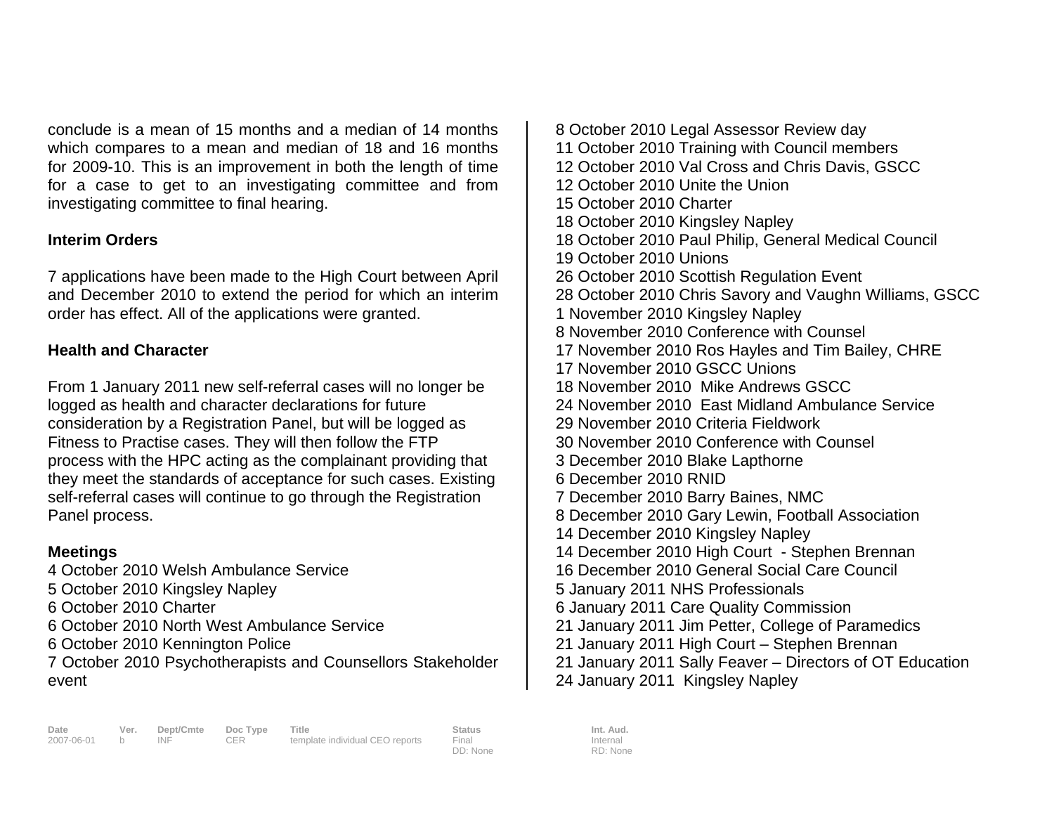conclude is a mean of 15 months and a median of 14 months which compares to a mean and median of 18 and 16 months for 2009-10. This is an improvement in both the length of time for a case to get to an investigating committee and from investigating committee to final hearing.

**Interim Orders**

7 applications have been made to the High Court between April and December 2010 to extend the period for which an interim order has effect. All of the applications were granted.

**Health and Character**

From 1 January 2011 new self-referral cases will no longer be logged as health and character declarations for future consideration by a Registration Panel, but will be logged as Fitness to Practise cases. They will then follow the FTP process with the HPC acting as the complainant providing that they meet the standards of acceptance for such cases. Existing self-referral cases will continue to go through the Registration Panel process.

**Meetings**

4 October 2010 Welsh Ambulance Service
5 October 2010 Kingsley Napley
6 October 2010 Charter
6 October 2010 North West Ambulance Service
6 October 2010 Kennington Police
7 October 2010 Psychotherapists and Counsellors Stakeholder event
8 October 2010 Legal Assessor Review day
11 October 2010 Training with Council members
12 October 2010 Val Cross and Chris Davis, GSCC
12 October 2010 Unite the Union
15 October 2010 Charter
18 October 2010 Kingsley Napley
18 October 2010 Paul Philip, General Medical Council
19 October 2010 Unions
26 October 2010 Scottish Regulation Event
28 October 2010 Chris Savory and Vaughn Williams, GSCC
1 November 2010 Kingsley Napley
8 November 2010 Conference with Counsel
17 November 2010 Ros Hayles and Tim Bailey, CHRE
17 November 2010 GSCC Unions
18 November 2010 Mike Andrews GSCC
24 November 2010 East Midland Ambulance Service
29 November 2010 Criteria Fieldwork
30 November 2010 Conference with Counsel
3 December 2010 Blake Lapthorne
6 December 2010 RNID
7 December 2010 Barry Baines, NMC
8 December 2010 Gary Lewin, Football Association
14 December 2010 Kingsley Napley
14 December 2010 High Court - Stephen Brennan
16 December 2010 General Social Care Council
5 January 2011 NHS Professionals
6 January 2011 Care Quality Commission
21 January 2011 Jim Petter, College of Paramedics
21 January 2011 High Court – Stephen Brennan
21 January 2011 Sally Feaver – Directors of OT Education
24 January 2011 Kingsley Napley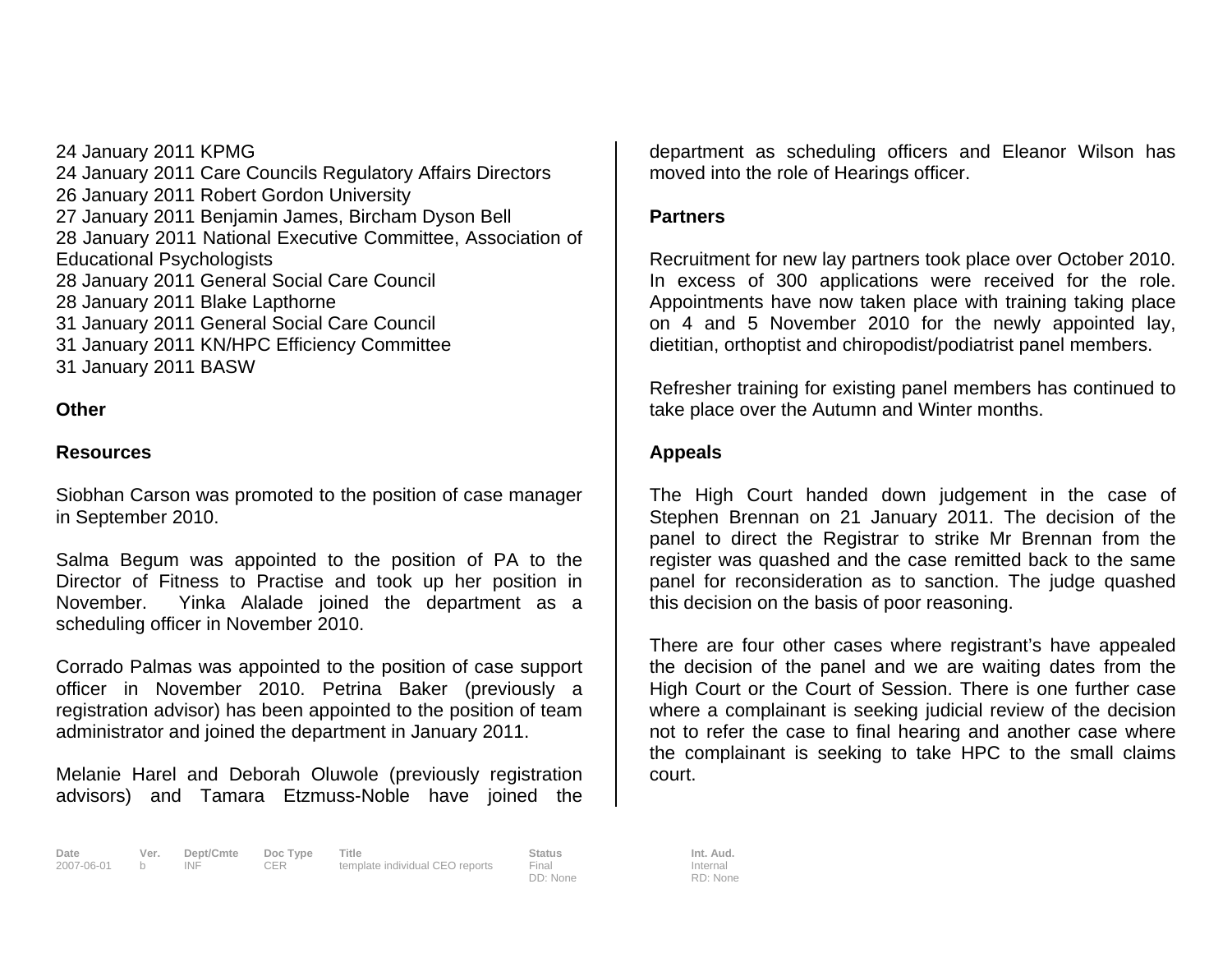24 January 2011 KPMG
24 January 2011 Care Councils Regulatory Affairs Directors
26 January 2011 Robert Gordon University
27 January 2011 Benjamin James, Bircham Dyson Bell
28 January 2011 National Executive Committee, Association of Educational Psychologists
28 January 2011 General Social Care Council
28 January 2011 Blake Lapthorne
31 January 2011 General Social Care Council
31 January 2011 KN/HPC Efficiency Committee
31 January 2011 BASW

**Other**

**Resources**

Siobhan Carson was promoted to the position of case manager in September 2010.

Salma Begum was appointed to the position of PA to the Director of Fitness to Practise and took up her position in November. Yinka Alalade joined the department as a scheduling officer in November 2010.

Corrado Palmas was appointed to the position of case support officer in November 2010. Petrina Baker (previously a registration advisor) has been appointed to the position of team administrator and joined the department in January 2011.

Melanie Harel and Deborah Oluwole (previously registration advisors) and Tamara Etzmuss-Noble have joined the department as scheduling officers and Eleanor Wilson has moved into the role of Hearings officer.

**Partners**

Recruitment for new lay partners took place over October 2010. In excess of 300 applications were received for the role. Appointments have now taken place with training taking place on 4 and 5 November 2010 for the newly appointed lay, dietitian, orthoptist and chiropodist/podiatrist panel members.

Refresher training for existing panel members has continued to take place over the Autumn and Winter months.

**Appeals**

The High Court handed down judgement in the case of Stephen Brennan on 21 January 2011. The decision of the panel to direct the Registrar to strike Mr Brennan from the register was quashed and the case remitted back to the same panel for reconsideration as to sanction. The judge quashed this decision on the basis of poor reasoning.

There are four other cases where registrant's have appealed the decision of the panel and we are waiting dates from the High Court or the Court of Session. There is one further case where a complainant is seeking judicial review of the decision not to refer the case to final hearing and another case where the complainant is seeking to take HPC to the small claims court.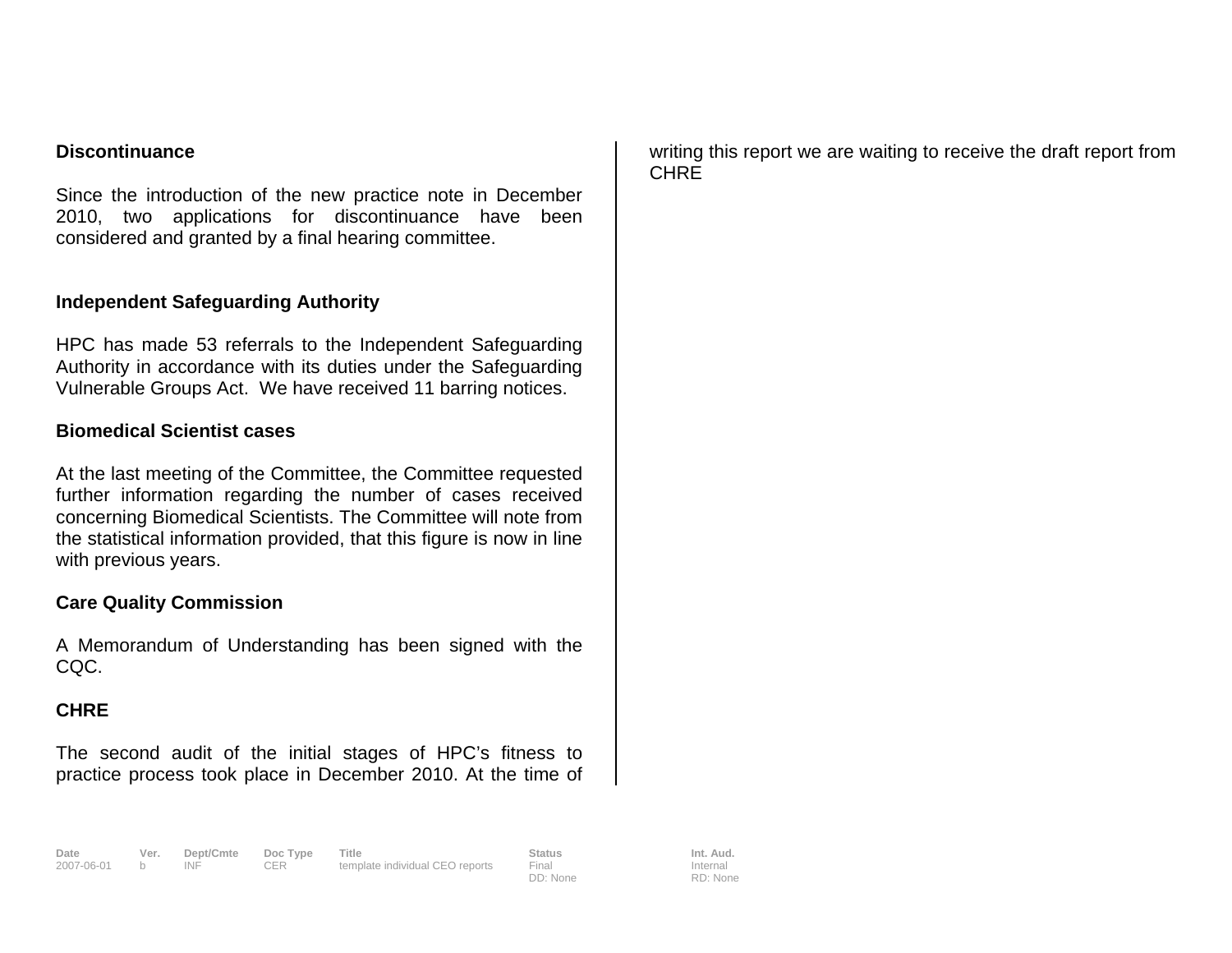**Discontinuance**

Since the introduction of the new practice note in December 2010, two applications for discontinuance have been considered and granted by a final hearing committee.

**Independent Safeguarding Authority**

HPC has made 53 referrals to the Independent Safeguarding Authority in accordance with its duties under the Safeguarding Vulnerable Groups Act. We have received 11 barring notices.

**Biomedical Scientist cases**

At the last meeting of the Committee, the Committee requested further information regarding the number of cases received concerning Biomedical Scientists. The Committee will note from the statistical information provided, that this figure is now in line with previous years.

**Care Quality Commission**

A Memorandum of Understanding has been signed with the CQC.

**CHRE**

The second audit of the initial stages of HPC's fitness to practice process took place in December 2010. At the time of writing this report we are waiting to receive the draft report from CHRE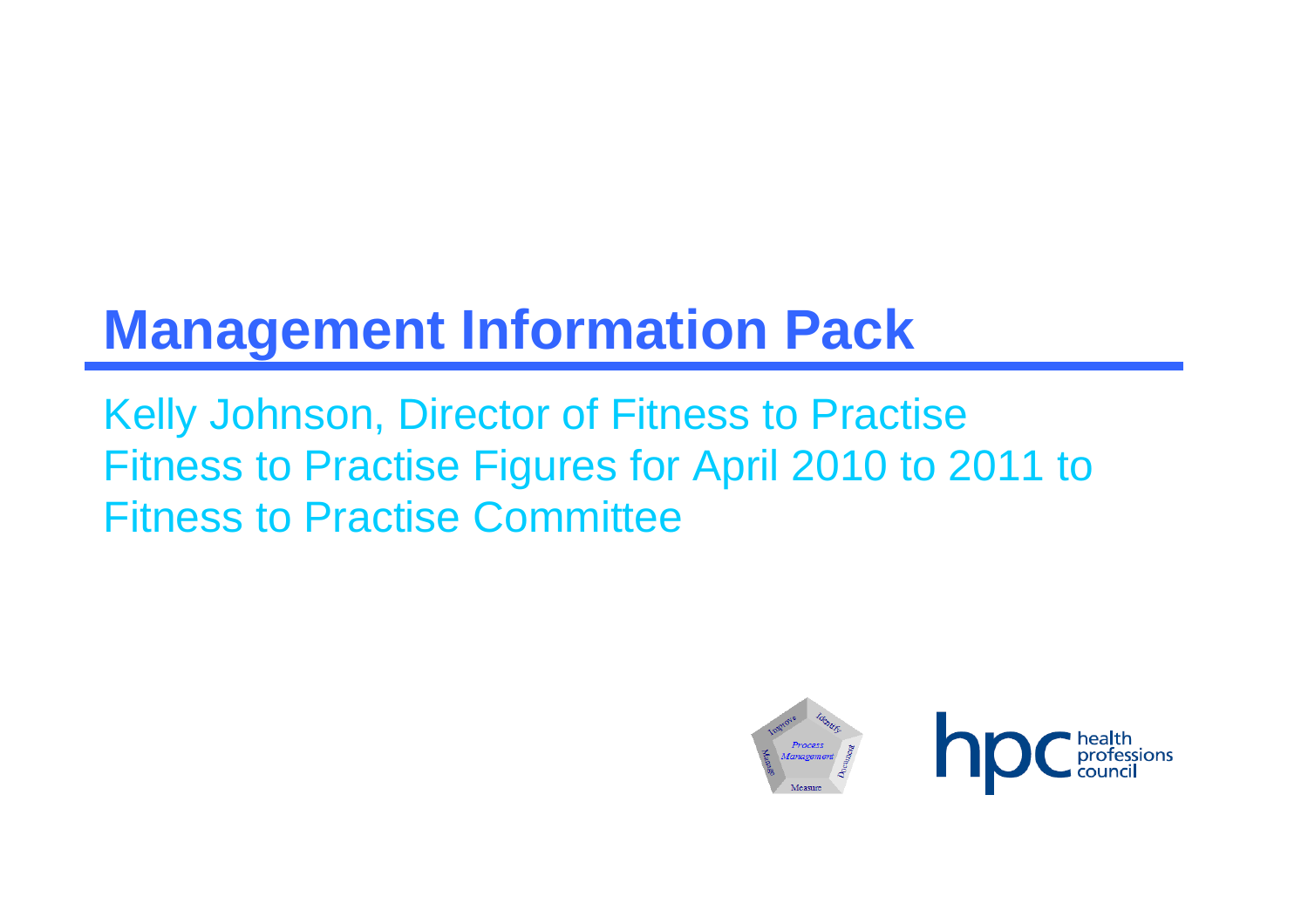# Management Information Pack

Kelly Johnson, Director of Fitness to Practise
Fitness to Practise Figures for April 2010 to 2011 to Fitness to Practise Committee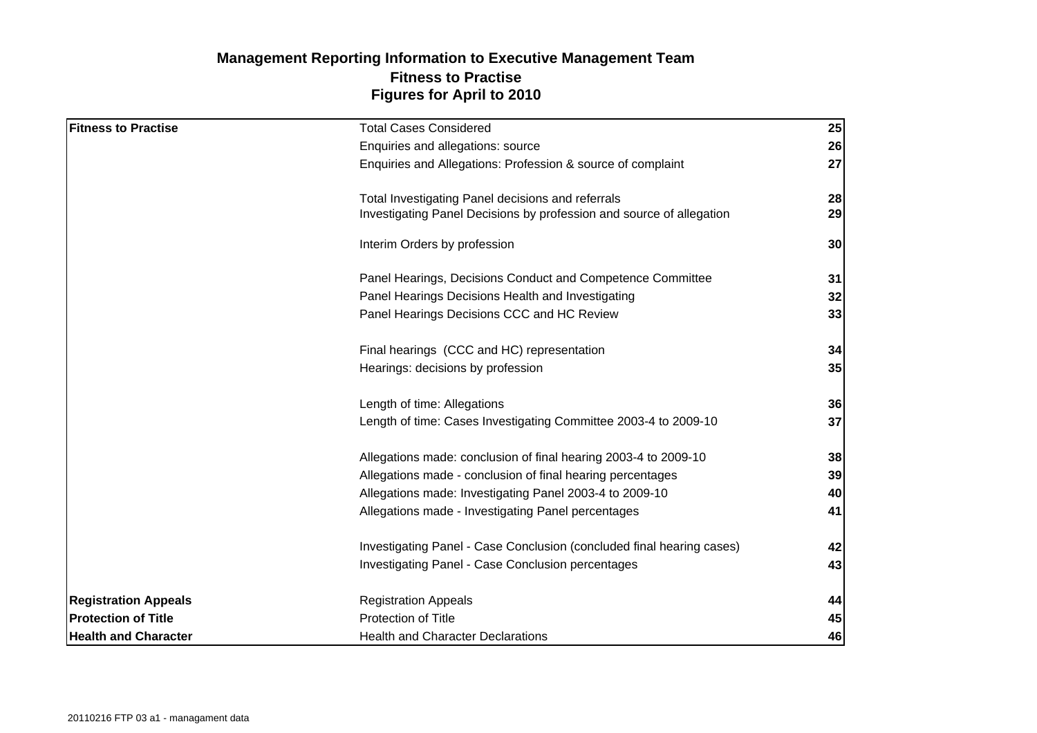# Management Reporting Information to Executive Management Team
## Fitness to Practise
## Figures for April to 2010

| | | |
|---|---|---|
| **Fitness to Practise** | Total Cases Considered | **25** |
| | Enquiries and allegations: source | **26** |
| | Enquiries and Allegations: Profession & source of complaint | **27** |
| | Total Investigating Panel decisions and referrals | **28** |
| | Investigating Panel Decisions by profession and source of allegation | **29** |
| | Interim Orders by profession | **30** |
| | Panel Hearings, Decisions Conduct and Competence Committee | **31** |
| | Panel Hearings Decisions Health and Investigating | **32** |
| | Panel Hearings Decisions CCC and HC Review | **33** |
| | Final hearings (CCC and HC) representation | **34** |
| | Hearings: decisions by profession | **35** |
| | Length of time: Allegations | **36** |
| | Length of time: Cases Investigating Committee 2003-4 to 2009-10 | **37** |
| | Allegations made: conclusion of final hearing 2003-4 to 2009-10 | **38** |
| | Allegations made - conclusion of final hearing percentages | **39** |
| | Allegations made: Investigating Panel 2003-4 to 2009-10 | **40** |
| | Allegations made - Investigating Panel percentages | **41** |
| | Investigating Panel - Case Conclusion (concluded final hearing cases) | **42** |
| | Investigating Panel - Case Conclusion percentages | **43** |
| **Registration Appeals** | Registration Appeals | **44** |
| **Protection of Title** | Protection of Title | **45** |
| **Health and Character** | Health and Character Declarations | **46** |

20110216 FTP 03 a1 - managament data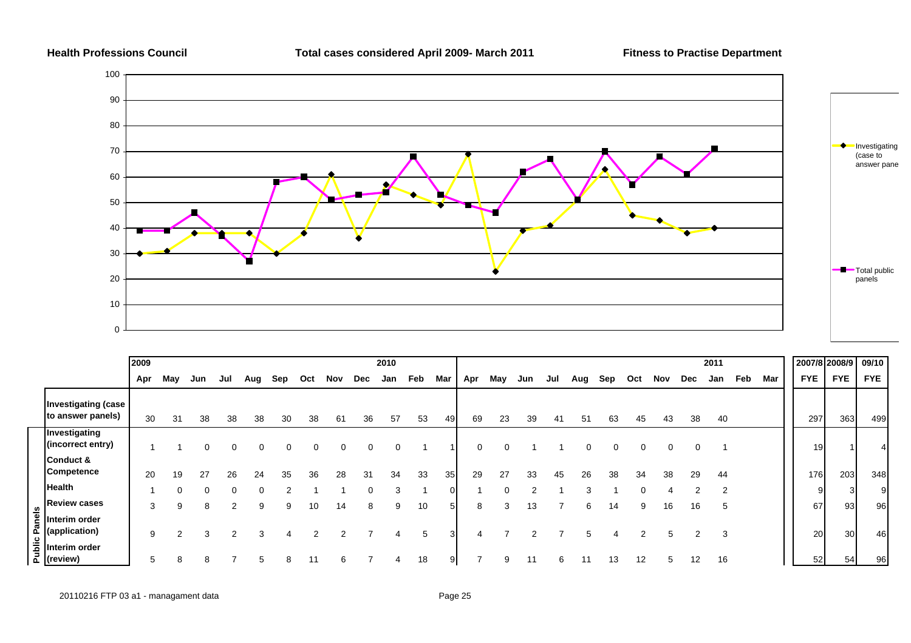**Health Professions Council** — **Total cases considered April 2009- March 2011** — **Fitness to Practise Department**

| | 2009 | | | | | | | | | 2010 | | | | | | | | | | | | 2011 | | | 2007/8 | 2008/9 | 09/10 |
|---|---|---|---|---|---|---|---|---|---|---|---|---|---|---|---|---|---|---|---|---|---|---|---|---|---|---|---|
| | Apr | May | Jun | Jul | Aug | Sep | Oct | Nov | Dec | Jan | Feb | Mar | Apr | May | Jun | Jul | Aug | Sep | Oct | Nov | Dec | Jan | Feb | Mar | FYE | FYE | FYE |
| Investigating (case to answer panels) | 30 | 31 | 38 | 38 | 38 | 30 | 38 | 61 | 36 | 57 | 53 | 49 | 69 | 23 | 39 | 41 | 51 | 63 | 45 | 43 | 38 | 40 | | | 297 | 363 | 499 |
| **Public Panels** | | | | | | | | | | | | | | | | | | | | | | | | | | | |
| Investigating (incorrect entry) | 1 | 1 | 0 | 0 | 0 | 0 | 0 | 0 | 0 | 0 | 1 | 1 | 0 | 0 | 1 | 1 | 0 | 0 | 0 | 0 | 0 | 1 | | | 19 | 1 | 4 |
| Conduct & Competence | 20 | 19 | 27 | 26 | 24 | 35 | 36 | 28 | 31 | 34 | 33 | 35 | 29 | 27 | 33 | 45 | 26 | 38 | 34 | 38 | 29 | 44 | | | 176 | 203 | 348 |
| Health | 1 | 0 | 0 | 0 | 0 | 2 | 1 | 1 | 0 | 3 | 1 | 0 | 1 | 0 | 2 | 1 | 3 | 1 | 0 | 4 | 2 | 2 | | | 9 | 3 | 9 |
| Review cases | 3 | 9 | 8 | 2 | 9 | 9 | 10 | 14 | 8 | 9 | 10 | 5 | 8 | 3 | 13 | 7 | 6 | 14 | 9 | 16 | 16 | 5 | | | 67 | 93 | 96 |
| Interim order (application) | 9 | 2 | 3 | 2 | 3 | 4 | 2 | 2 | 7 | 4 | 5 | 3 | 4 | 7 | 2 | 7 | 5 | 4 | 2 | 5 | 2 | 3 | | | 20 | 30 | 46 |
| Interim order (review) | 5 | 8 | 8 | 7 | 5 | 8 | 11 | 6 | 7 | 4 | 18 | 9 | 7 | 9 | 11 | 6 | 11 | 13 | 12 | 5 | 12 | 16 | | | 52 | 54 | 96 |

Legend: Investigating (case to answer panels); Total public panels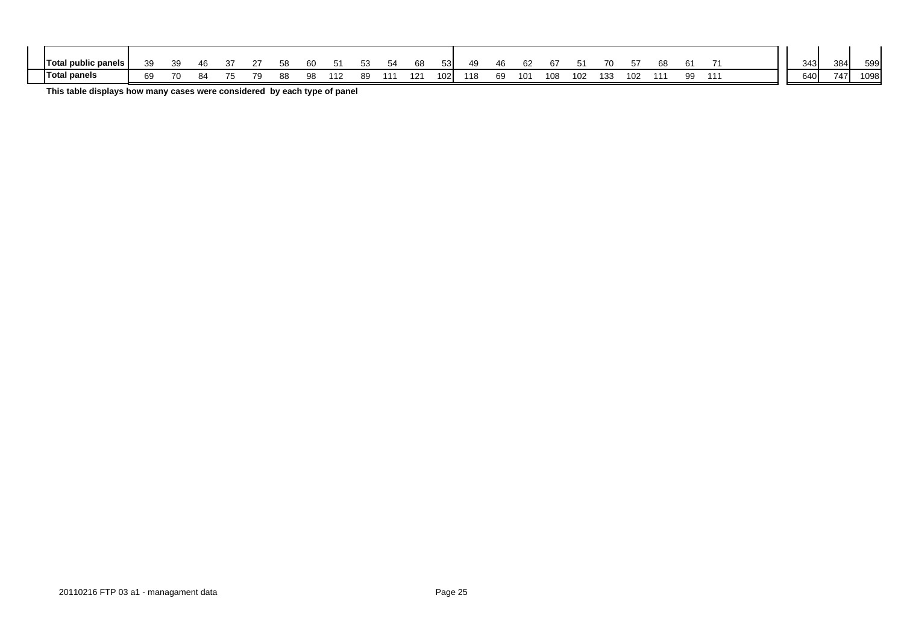| | | | | | | | | | | | | | | | | | | | | | | | | | | |
|---|---|---|---|---|---|---|---|---|---|---|---|---|---|---|---|---|---|---|---|---|---|---|---|---|---|---|
| **Total public panels** | 39 | 39 | 46 | 37 | 27 | 58 | 60 | 51 | 53 | 54 | 68 | 53 | 49 | 46 | 62 | 67 | 51 | 70 | 57 | 68 | 61 | 71 | | 343 | 384 | 599 |
| **Total panels** | 69 | 70 | 84 | 75 | 79 | 88 | 98 | 112 | 89 | 111 | 121 | 102 | 118 | 69 | 101 | 108 | 102 | 133 | 102 | 111 | 99 | 111 | | 640 | 747 | 1098 |

**This table displays how many cases were considered by each type of panel**

20110216 FTP 03 a1 - managament data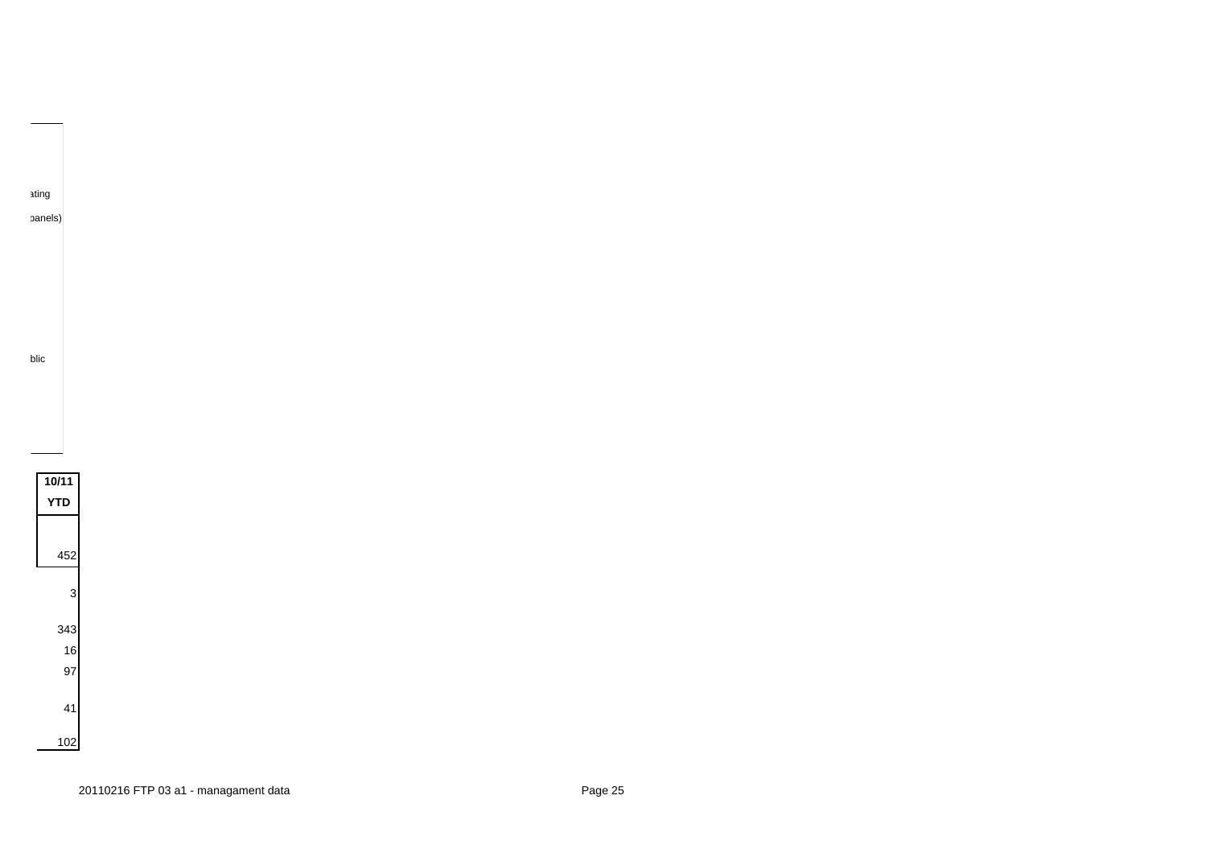ating

panels)

blic

| 10/11 YTD |
|---|
| 452 |
| 3 |
| 343 |
| 16 |
| 97 |
| 41 |
| 102 |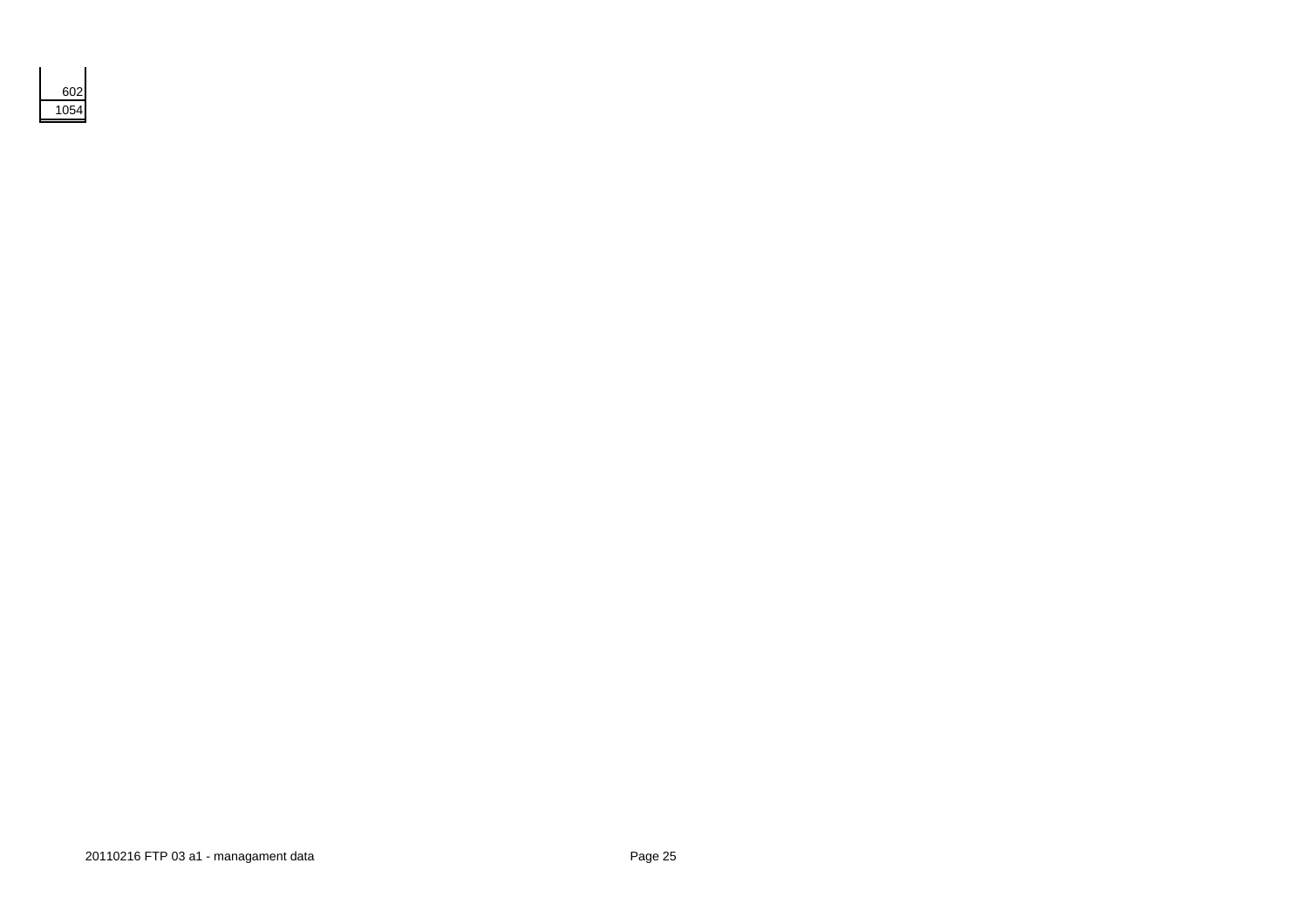| |
|---|
| 602 |
| 1054 |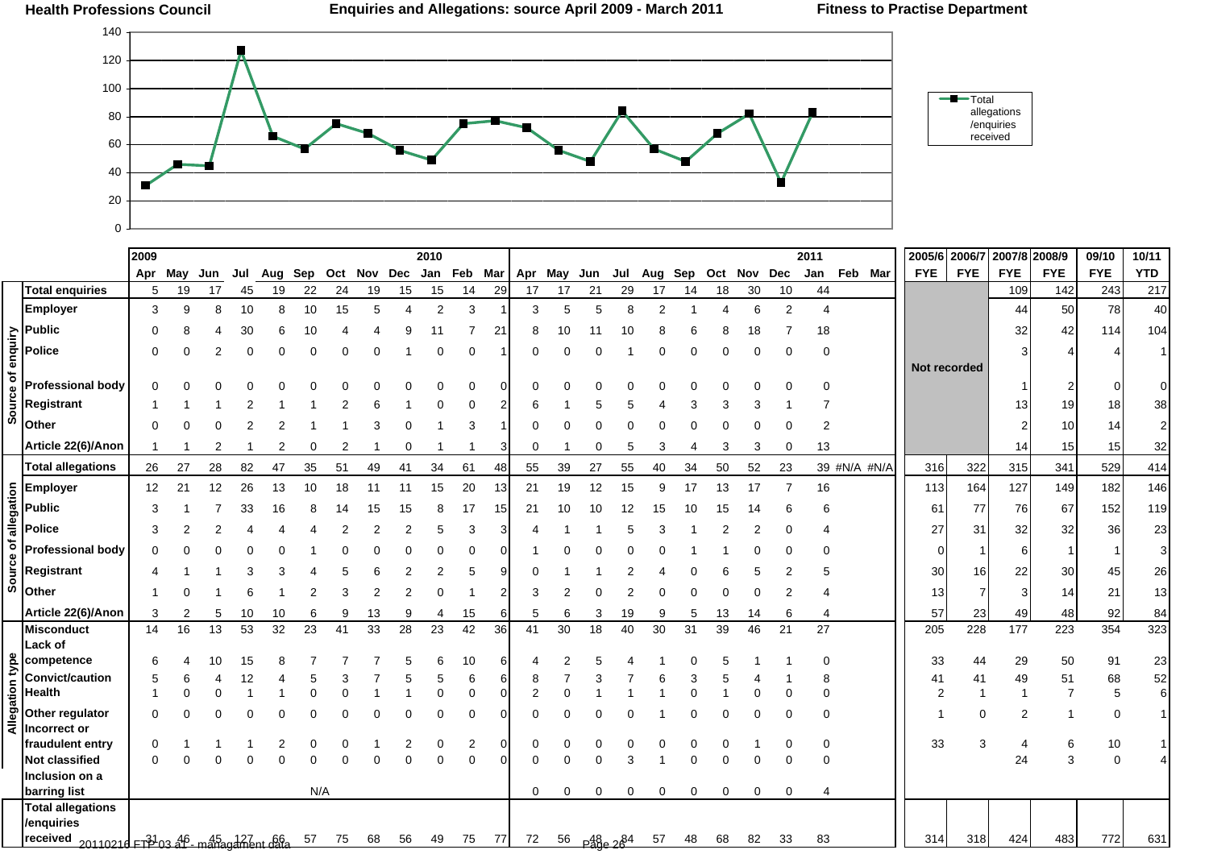**Health Professions Council** | **Enquiries and Allegations: source April 2009 - March 2011** | **Fitness to Practise Department**

| | | 2009 | | | | | | | | | 2010 | | | | | | | | | | | | | | 2011 | | | 2005/6 | 2006/7 | 2007/8 | 2008/9 | 09/10 | 10/11 |
|---|---|---|---|---|---|---|---|---|---|---|---|---|---|---|---|---|---|---|---|---|---|---|---|---|---|---|---|---|---|---|---|---|---|
| | | Apr | May | Jun | Jul | Aug | Sep | Oct | Nov | Dec | Jan | Feb | Mar | Apr | May | Jun | Jul | Aug | Sep | Oct | Nov | Dec | Jan | Feb | Mar | FYE | FYE | FYE | FYE | FYE | YTD |
| | Total enquiries | 5 | 19 | 17 | 45 | 19 | 22 | 24 | 19 | 15 | 15 | 14 | 29 | 17 | 17 | 21 | 29 | 17 | 14 | 18 | 30 | 10 | 44 | | | | | 109 | 142 | 243 | 217 |
| Source of enquiry | Employer | 3 | 9 | 8 | 10 | 8 | 10 | 15 | 5 | 4 | 2 | 3 | 1 | 3 | 5 | 5 | 8 | 2 | 1 | 4 | 6 | 2 | 4 | | | Not recorded | | 44 | 50 | 78 | 40 |
| | Public | 0 | 8 | 4 | 30 | 6 | 10 | 4 | 4 | 9 | 11 | 7 | 21 | 8 | 10 | 11 | 10 | 8 | 6 | 8 | 18 | 7 | 18 | | | | | 32 | 42 | 114 | 104 |
| | Police | 0 | 0 | 2 | 0 | 0 | 0 | 0 | 0 | 1 | 0 | 0 | 1 | 0 | 0 | 0 | 1 | 0 | 0 | 0 | 0 | 0 | 0 | | | | | 3 | 4 | 4 | 1 |
| | Professional body | 0 | 0 | 0 | 0 | 0 | 0 | 0 | 0 | 0 | 0 | 0 | 0 | 0 | 0 | 0 | 0 | 0 | 0 | 0 | 0 | 0 | 0 | | | | | 1 | 2 | 0 | 0 |
| | Registrant | 1 | 1 | 1 | 2 | 1 | 1 | 2 | 6 | 1 | 0 | 0 | 2 | 6 | 1 | 5 | 5 | 4 | 3 | 3 | 3 | 1 | 7 | | | | | 13 | 19 | 18 | 38 |
| | Other | 0 | 0 | 0 | 2 | 2 | 1 | 1 | 3 | 0 | 1 | 3 | 1 | 0 | 0 | 0 | 0 | 0 | 0 | 0 | 0 | 0 | 2 | | | | | 2 | 10 | 14 | 2 |
| | Article 22(6)/Anon | 1 | 1 | 2 | 1 | 2 | 0 | 2 | 1 | 0 | 1 | 1 | 3 | 0 | 1 | 0 | 5 | 3 | 4 | 3 | 3 | 0 | 13 | | | | | 14 | 15 | 15 | 32 |
| | Total allegations | 26 | 27 | 28 | 82 | 47 | 35 | 51 | 49 | 41 | 34 | 61 | 48 | 55 | 39 | 27 | 55 | 40 | 34 | 50 | 52 | 23 | 39 | #N/A | #N/A | 316 | 322 | 315 | 341 | 529 | 414 |
| Source of allegation | Employer | 12 | 21 | 12 | 26 | 13 | 10 | 18 | 11 | 11 | 15 | 20 | 13 | 21 | 19 | 12 | 15 | 9 | 17 | 13 | 17 | 7 | 16 | | | 113 | 164 | 127 | 149 | 182 | 146 |
| | Public | 3 | 1 | 7 | 33 | 16 | 8 | 14 | 15 | 15 | 8 | 17 | 15 | 21 | 10 | 10 | 12 | 15 | 10 | 15 | 14 | 6 | 6 | | | 61 | 77 | 76 | 67 | 152 | 119 |
| | Police | 3 | 2 | 2 | 4 | 4 | 4 | 2 | 2 | 2 | 5 | 3 | 3 | 4 | 1 | 1 | 5 | 3 | 1 | 2 | 2 | 0 | 4 | | | 27 | 31 | 32 | 32 | 36 | 23 |
| | Professional body | 0 | 0 | 0 | 0 | 0 | 1 | 0 | 0 | 0 | 0 | 0 | 0 | 1 | 0 | 0 | 0 | 0 | 1 | 1 | 0 | 0 | 0 | | | 0 | 1 | 6 | 1 | 1 | 3 |
| | Registrant | 4 | 1 | 1 | 3 | 3 | 4 | 5 | 6 | 2 | 2 | 5 | 9 | 0 | 1 | 1 | 2 | 4 | 0 | 6 | 5 | 2 | 5 | | | 30 | 16 | 22 | 30 | 45 | 26 |
| | Other | 1 | 0 | 1 | 6 | 1 | 2 | 3 | 2 | 2 | 0 | 1 | 2 | 3 | 2 | 0 | 2 | 0 | 0 | 0 | 0 | 2 | 4 | | | 13 | 7 | 3 | 14 | 21 | 13 |
| | Article 22(6)/Anon | 3 | 2 | 5 | 10 | 10 | 6 | 9 | 13 | 9 | 4 | 15 | 6 | 5 | 6 | 3 | 19 | 9 | 5 | 13 | 14 | 6 | 4 | | | 57 | 23 | 49 | 48 | 92 | 84 |
| Allegation type | Misconduct | 14 | 16 | 13 | 53 | 32 | 23 | 41 | 33 | 28 | 23 | 42 | 36 | 41 | 30 | 18 | 40 | 30 | 31 | 39 | 46 | 21 | 27 | | | 205 | 228 | 177 | 223 | 354 | 323 |
| | Lack of competence | 6 | 4 | 10 | 15 | 8 | 7 | 7 | 7 | 5 | 6 | 10 | 6 | 4 | 2 | 5 | 4 | 1 | 0 | 5 | 1 | 1 | 0 | | | 33 | 44 | 29 | 50 | 91 | 23 |
| | Convict/caution | 5 | 6 | 4 | 12 | 4 | 5 | 3 | 7 | 5 | 5 | 6 | 6 | 8 | 7 | 3 | 7 | 6 | 3 | 5 | 4 | 1 | 8 | | | 41 | 41 | 49 | 51 | 68 | 52 |
| | Health | 1 | 0 | 0 | 1 | 1 | 0 | 0 | 1 | 1 | 0 | 0 | 0 | 2 | 0 | 1 | 1 | 1 | 0 | 1 | 0 | 0 | 0 | | | 2 | 1 | 1 | 7 | 5 | 6 |
| | Other regulator | 0 | 0 | 0 | 0 | 0 | 0 | 0 | 0 | 0 | 0 | 0 | 0 | 0 | 0 | 0 | 0 | 1 | 0 | 0 | 0 | 0 | 0 | | | 1 | 0 | 2 | 1 | 0 | 1 |
| | Incorrect or fraudulent entry | 0 | 1 | 1 | 1 | 2 | 0 | 0 | 1 | 2 | 0 | 2 | 0 | 0 | 0 | 0 | 0 | 0 | 0 | 0 | 1 | 0 | 0 | | | 33 | 3 | 4 | 6 | 10 | 1 |
| | Not classified | 0 | 0 | 0 | 0 | 0 | 0 | 0 | 0 | 0 | 0 | 0 | 0 | 0 | 0 | 0 | 3 | 1 | 0 | 0 | 0 | 0 | 0 | | | | | 24 | 3 | 0 | 4 |
| | Inclusion on a barring list | | | | | | N/A | | | | | | | 0 | 0 | 0 | 0 | 0 | 0 | 0 | 0 | 0 | 4 | | | | | | | | |
| | Total allegations /enquiries received | 31 | 46 | 45 | 127 | 66 | 57 | 75 | 68 | 56 | 49 | 75 | 77 | 72 | 56 | 48 | 84 | 57 | 48 | 68 | 82 | 33 | 83 | | | 314 | 318 | 424 | 483 | 772 | 631 |

20110216 FTP 03 a1 - management data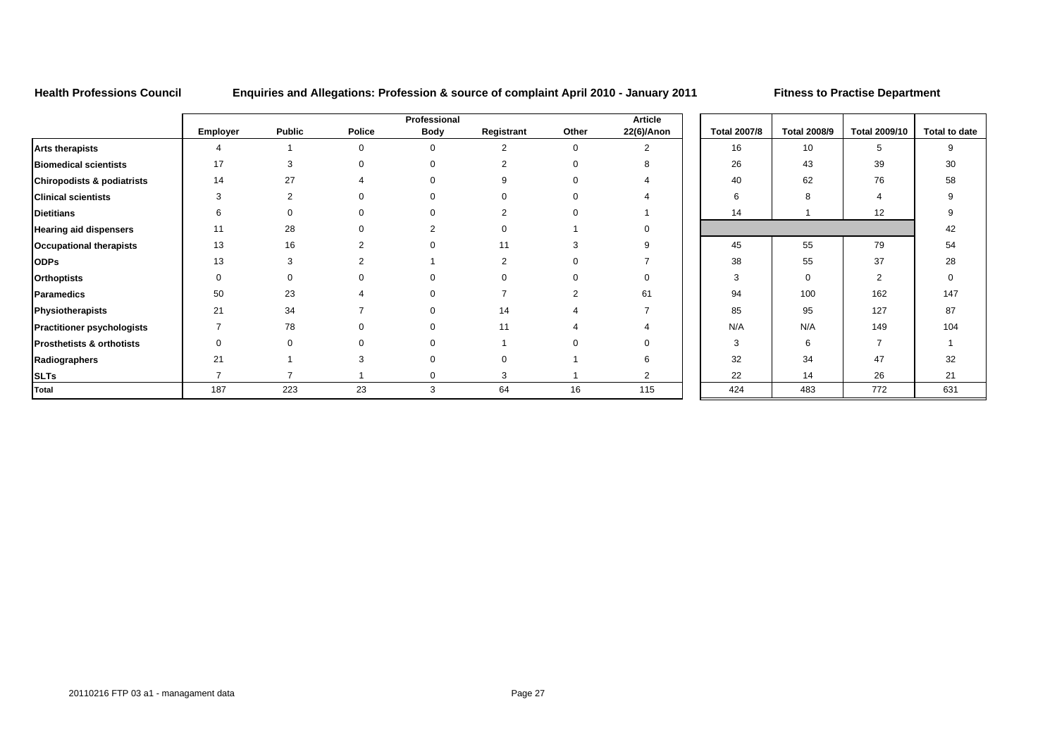**Health Professions Council** **Enquiries and Allegations: Profession & source of complaint April 2010 - January 2011** **Fitness to Practise Department**

| | Employer | Public | Police | Professional Body | Registrant | Other | Article 22(6)/Anon | Total 2007/8 | Total 2008/9 | Total 2009/10 | Total to date |
|---|---|---|---|---|---|---|---|---|---|---|---|
| **Arts therapists** | 4 | 1 | 0 | 0 | 2 | 0 | 2 | 16 | 10 | 5 | 9 |
| **Biomedical scientists** | 17 | 3 | 0 | 0 | 2 | 0 | 8 | 26 | 43 | 39 | 30 |
| **Chiropodists & podiatrists** | 14 | 27 | 4 | 0 | 9 | 0 | 4 | 40 | 62 | 76 | 58 |
| **Clinical scientists** | 3 | 2 | 0 | 0 | 0 | 0 | 4 | 6 | 8 | 4 | 9 |
| **Dietitians** | 6 | 0 | 0 | 0 | 2 | 0 | 1 | 14 | 1 | 12 | 9 |
| **Hearing aid dispensers** | 11 | 28 | 0 | 2 | 0 | 1 | 0 | | | | 42 |
| **Occupational therapists** | 13 | 16 | 2 | 0 | 11 | 3 | 9 | 45 | 55 | 79 | 54 |
| **ODPs** | 13 | 3 | 2 | 1 | 2 | 0 | 7 | 38 | 55 | 37 | 28 |
| **Orthoptists** | 0 | 0 | 0 | 0 | 0 | 0 | 0 | 3 | 0 | 2 | 0 |
| **Paramedics** | 50 | 23 | 4 | 0 | 7 | 2 | 61 | 94 | 100 | 162 | 147 |
| **Physiotherapists** | 21 | 34 | 7 | 0 | 14 | 4 | 7 | 85 | 95 | 127 | 87 |
| **Practitioner psychologists** | 7 | 78 | 0 | 0 | 11 | 4 | 4 | N/A | N/A | 149 | 104 |
| **Prosthetists & orthotists** | 0 | 0 | 0 | 0 | 1 | 0 | 0 | 3 | 6 | 7 | 1 |
| **Radiographers** | 21 | 1 | 3 | 0 | 0 | 1 | 6 | 32 | 34 | 47 | 32 |
| **SLTs** | 7 | 7 | 1 | 0 | 3 | 1 | 2 | 22 | 14 | 26 | 21 |
| **Total** | 187 | 223 | 23 | 3 | 64 | 16 | 115 | 424 | 483 | 772 | 631 |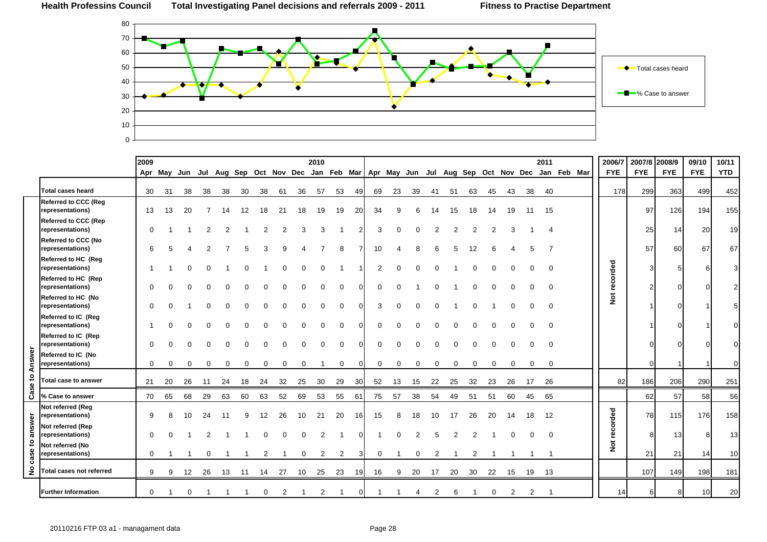**Health Professins Council** **Total Investigating Panel decisions and referrals 2009 - 2011** **Fitness to Practise Department**

| | | 2009 Apr | May | Jun | Jul | Aug | Sep | Oct | Nov | Dec | 2010 Jan | Feb | Mar | Apr | May | Jun | Jul | Aug | Sep | Oct | Nov | Dec | 2011 Jan | Feb | Mar | 2006/7 FYE | 2007/8 FYE | 2008/9 FYE | 09/10 FYE | 10/11 YTD |
|---|---|---|---|---|---|---|---|---|---|---|---|---|---|---|---|---|---|---|---|---|---|---|---|---|---|---|---|---|---|---|
| | **Total cases heard** | 30 | 31 | 38 | 38 | 38 | 30 | 38 | 61 | 36 | 57 | 53 | 49 | 69 | 23 | 39 | 41 | 51 | 63 | 45 | 43 | 38 | 40 | | | 178 | 299 | 363 | 499 | 452 |
| Case to Answer | **Referred to CCC (Reg representations)** | 13 | 13 | 20 | 7 | 14 | 12 | 18 | 21 | 18 | 19 | 19 | 20 | 34 | 9 | 6 | 14 | 15 | 18 | 14 | 19 | 11 | 15 | | | Not recorded | 97 | 126 | 194 | 155 |
| | **Referred to CCC (Rep representations)** | 0 | 1 | 1 | 2 | 2 | 1 | 2 | 2 | 3 | 3 | 1 | 2 | 3 | 0 | 0 | 2 | 2 | 2 | 2 | 3 | 1 | 4 | | | | 25 | 14 | 20 | 19 |
| | **Referred to CCC (No representations)** | 6 | 5 | 4 | 2 | 7 | 5 | 3 | 9 | 4 | 7 | 8 | 7 | 10 | 4 | 8 | 6 | 5 | 12 | 6 | 4 | 5 | 7 | | | | 57 | 60 | 67 | 67 |
| | **Referred to HC (Reg representations)** | 1 | 1 | 0 | 0 | 1 | 0 | 1 | 0 | 0 | 0 | 1 | 1 | 2 | 0 | 0 | 0 | 1 | 0 | 0 | 0 | 0 | 0 | | | | 3 | 5 | 6 | 3 |
| | **Referred to HC (Rep representations)** | 0 | 0 | 0 | 0 | 0 | 0 | 0 | 0 | 0 | 0 | 0 | 0 | 0 | 0 | 1 | 0 | 1 | 0 | 0 | 0 | 0 | 0 | | | | 2 | 0 | 0 | 2 |
| | **Referred to HC (No representations)** | 0 | 0 | 1 | 0 | 0 | 0 | 0 | 0 | 0 | 0 | 0 | 0 | 3 | 0 | 0 | 0 | 1 | 0 | 1 | 0 | 0 | 0 | | | | 1 | 0 | 1 | 5 |
| | **Referred to IC (Reg representations)** | 1 | 0 | 0 | 0 | 0 | 0 | 0 | 0 | 0 | 0 | 0 | 0 | 0 | 0 | 0 | 0 | 0 | 0 | 0 | 0 | 0 | 0 | | | | 1 | 0 | 1 | 0 |
| | **Referred to IC (Rep representations)** | 0 | 0 | 0 | 0 | 0 | 0 | 0 | 0 | 0 | 0 | 0 | 0 | 0 | 0 | 0 | 0 | 0 | 0 | 0 | 0 | 0 | 0 | | | | 0 | 0 | 0 | 0 |
| | **Referred to IC (No representations)** | 0 | 0 | 0 | 0 | 0 | 0 | 0 | 0 | 0 | 1 | 0 | 0 | 0 | 0 | 0 | 0 | 0 | 0 | 0 | 0 | 0 | 0 | | | | 0 | 1 | 1 | 0 |
| | **Total case to answer** | 21 | 20 | 26 | 11 | 24 | 18 | 24 | 32 | 25 | 30 | 29 | 30 | 52 | 13 | 15 | 22 | 25 | 32 | 23 | 26 | 17 | 26 | | | 82 | 186 | 206 | 290 | 251 |
| | **% Case to answer** | 70 | 65 | 68 | 29 | 63 | 60 | 63 | 52 | 69 | 53 | 55 | 61 | 75 | 57 | 38 | 54 | 49 | 51 | 51 | 60 | 45 | 65 | | | | 62 | 57 | 58 | 56 |
| No case to answer | **Not referred (Reg representations)** | 9 | 8 | 10 | 24 | 11 | 9 | 12 | 26 | 10 | 21 | 20 | 16 | 15 | 8 | 18 | 10 | 17 | 26 | 20 | 14 | 18 | 12 | | | Not recorded | 78 | 115 | 176 | 158 |
| | **Not referred (Rep representations)** | 0 | 0 | 1 | 2 | 1 | 1 | 0 | 0 | 0 | 2 | 1 | 0 | 1 | 0 | 2 | 5 | 2 | 2 | 1 | 0 | 0 | 0 | | | | 8 | 13 | 8 | 13 |
| | **Not referred (No representations)** | 0 | 1 | 1 | 0 | 1 | 1 | 2 | 1 | 0 | 2 | 2 | 3 | 0 | 1 | 0 | 2 | 1 | 2 | 1 | 1 | 1 | 1 | | | | 21 | 21 | 14 | 10 |
| | **Total cases not referred** | 9 | 9 | 12 | 26 | 13 | 11 | 14 | 27 | 10 | 25 | 23 | 19 | 16 | 9 | 20 | 17 | 20 | 30 | 22 | 15 | 19 | 13 | | | | 107 | 149 | 198 | 181 |
| | **Further Information** | 0 | 1 | 0 | 1 | 1 | 1 | 0 | 2 | 1 | 2 | 1 | 0 | 1 | 1 | 4 | 2 | 6 | 1 | 0 | 2 | 2 | 1 | | | 14 | 6 | 8 | 10 | 20 |

20110216 FTP 03 a1 - managament data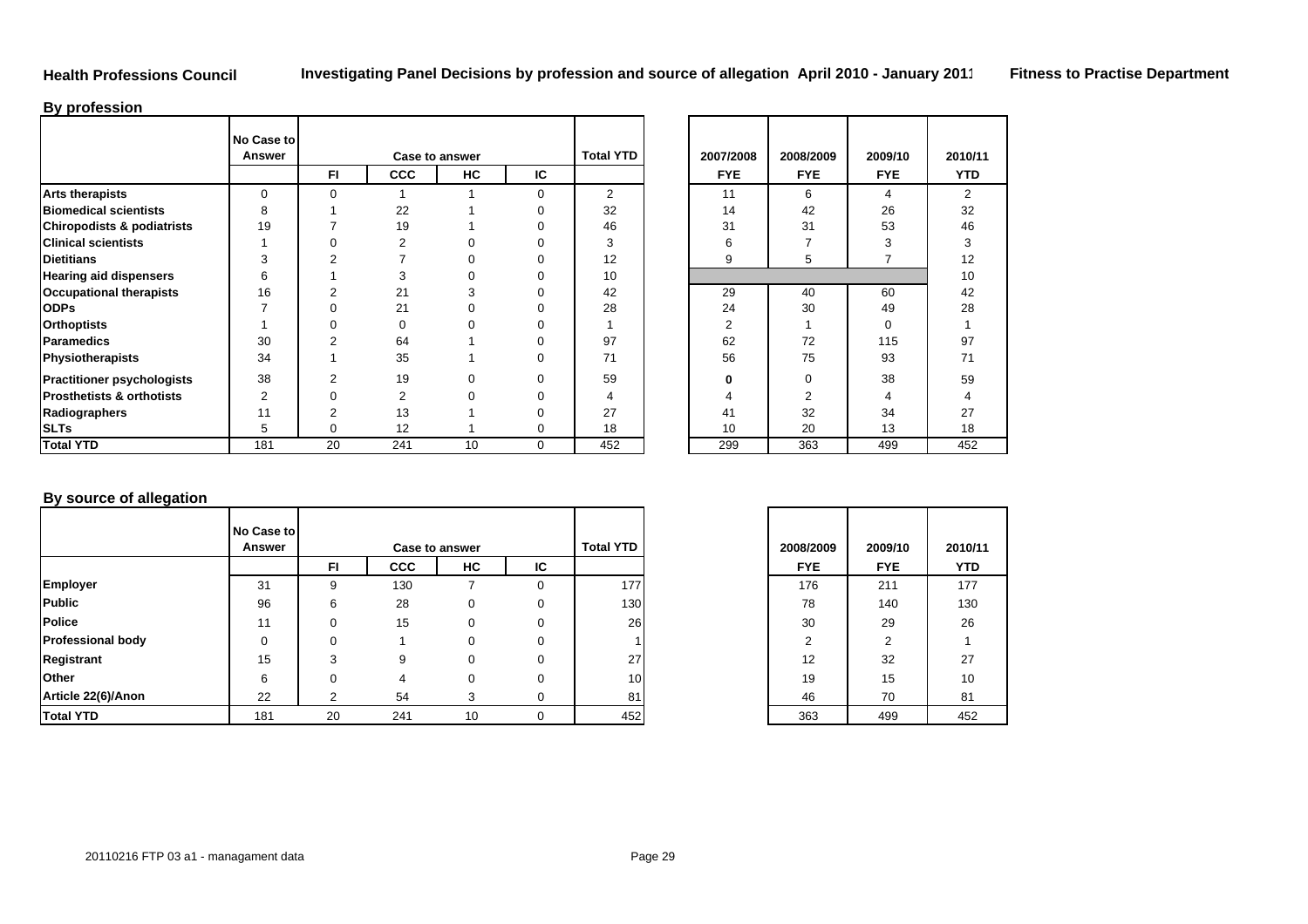**Health Professions Council** — **Investigating Panel Decisions by profession and source of allegation April 2010 - January 2011** — **Fitness to Practise Department**

## By profession

| | No Case to Answer | Case to answer | | | | Total YTD | 2007/2008 | 2008/2009 | 2009/10 | 2010/11 |
|---|---|---|---|---|---|---|---|---|---|---|
| | | FI | CCC | HC | IC | | FYE | FYE | FYE | YTD |
| **Arts therapists** | 0 | 0 | 1 | 1 | 0 | 2 | 11 | 6 | 4 | 2 |
| **Biomedical scientists** | 8 | 1 | 22 | 1 | 0 | 32 | 14 | 42 | 26 | 32 |
| **Chiropodists & podiatrists** | 19 | 7 | 19 | 1 | 0 | 46 | 31 | 31 | 53 | 46 |
| **Clinical scientists** | 1 | 0 | 2 | 0 | 0 | 3 | 6 | 7 | 3 | 3 |
| **Dietitians** | 3 | 2 | 7 | 0 | 0 | 12 | 9 | 5 | 7 | 12 |
| **Hearing aid dispensers** | 6 | 1 | 3 | 0 | 0 | 10 | | | | 10 |
| **Occupational therapists** | 16 | 2 | 21 | 3 | 0 | 42 | 29 | 40 | 60 | 42 |
| **ODPs** | 7 | 0 | 21 | 0 | 0 | 28 | 24 | 30 | 49 | 28 |
| **Orthoptists** | 1 | 0 | 0 | 0 | 0 | 1 | 2 | 1 | 0 | 1 |
| **Paramedics** | 30 | 2 | 64 | 1 | 0 | 97 | 62 | 72 | 115 | 97 |
| **Physiotherapists** | 34 | 1 | 35 | 1 | 0 | 71 | 56 | 75 | 93 | 71 |
| **Practitioner psychologists** | 38 | 2 | 19 | 0 | 0 | 59 | **0** | 0 | 38 | 59 |
| **Prosthetists & orthotists** | 2 | 0 | 2 | 0 | 0 | 4 | 4 | 2 | 4 | 4 |
| **Radiographers** | 11 | 2 | 13 | 1 | 0 | 27 | 41 | 32 | 34 | 27 |
| **SLTs** | 5 | 0 | 12 | 1 | 0 | 18 | 10 | 20 | 13 | 18 |
| **Total YTD** | 181 | 20 | 241 | 10 | 0 | 452 | 299 | 363 | 499 | 452 |

## By source of allegation

| | No Case to Answer | Case to answer | | | | Total YTD | 2008/2009 | 2009/10 | 2010/11 |
|---|---|---|---|---|---|---|---|---|---|
| | | FI | CCC | HC | IC | | FYE | FYE | YTD |
| **Employer** | 31 | 9 | 130 | 7 | 0 | 177 | 176 | 211 | 177 |
| **Public** | 96 | 6 | 28 | 0 | 0 | 130 | 78 | 140 | 130 |
| **Police** | 11 | 0 | 15 | 0 | 0 | 26 | 30 | 29 | 26 |
| **Professional body** | 0 | 0 | 1 | 0 | 0 | 1 | 2 | 2 | 1 |
| **Registrant** | 15 | 3 | 9 | 0 | 0 | 27 | 12 | 32 | 27 |
| **Other** | 6 | 0 | 4 | 0 | 0 | 10 | 19 | 15 | 10 |
| **Article 22(6)/Anon** | 22 | 2 | 54 | 3 | 0 | 81 | 46 | 70 | 81 |
| **Total YTD** | 181 | 20 | 241 | 10 | 0 | 452 | 363 | 499 | 452 |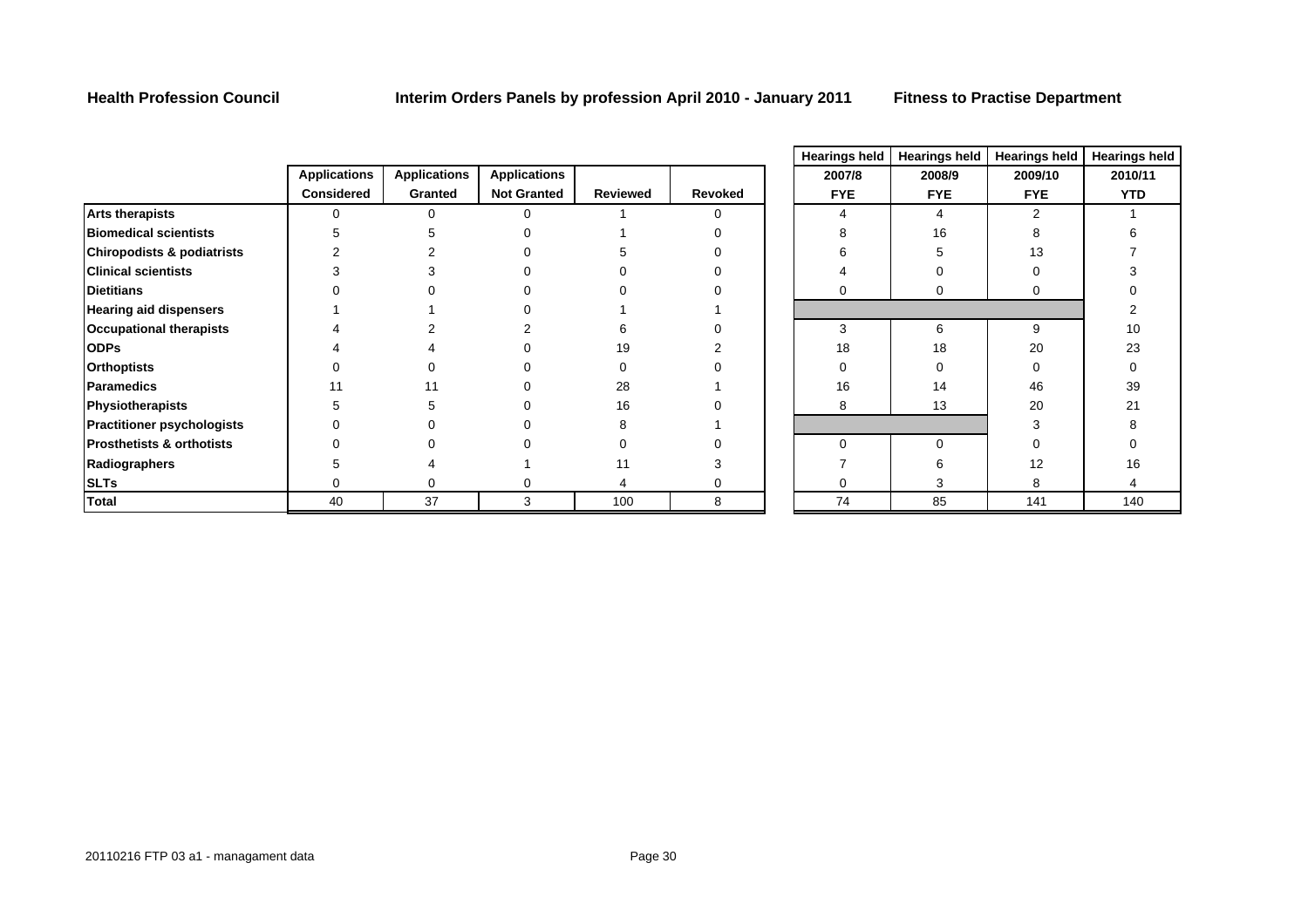**Health Profession Council** | **Interim Orders Panels by profession April 2010 - January 2011** | **Fitness to Practise Department**

| | Applications Considered | Applications Granted | Applications Not Granted | Reviewed | Revoked | Hearings held 2007/8 FYE | Hearings held 2008/9 FYE | Hearings held 2009/10 FYE | Hearings held 2010/11 YTD |
|---|---|---|---|---|---|---|---|---|---|
| **Arts therapists** | 0 | 0 | 0 | 1 | 0 | 4 | 4 | 2 | 1 |
| **Biomedical scientists** | 5 | 5 | 0 | 1 | 0 | 8 | 16 | 8 | 6 |
| **Chiropodists & podiatrists** | 2 | 2 | 0 | 5 | 0 | 6 | 5 | 13 | 7 |
| **Clinical scientists** | 3 | 3 | 0 | 0 | 0 | 4 | 0 | 0 | 3 |
| **Dietitians** | 0 | 0 | 0 | 0 | 0 | 0 | 0 | 0 | 0 |
| **Hearing aid dispensers** | 1 | 1 | 0 | 1 | 1 | | | | 2 |
| **Occupational therapists** | 4 | 2 | 2 | 6 | 0 | 3 | 6 | 9 | 10 |
| **ODPs** | 4 | 4 | 0 | 19 | 2 | 18 | 18 | 20 | 23 |
| **Orthoptists** | 0 | 0 | 0 | 0 | 0 | 0 | 0 | 0 | 0 |
| **Paramedics** | 11 | 11 | 0 | 28 | 1 | 16 | 14 | 46 | 39 |
| **Physiotherapists** | 5 | 5 | 0 | 16 | 0 | 8 | 13 | 20 | 21 |
| **Practitioner psychologists** | 0 | 0 | 0 | 8 | 1 | | | 3 | 8 |
| **Prosthetists & orthotists** | 0 | 0 | 0 | 0 | 0 | 0 | 0 | 0 | 0 |
| **Radiographers** | 5 | 4 | 1 | 11 | 3 | 7 | 6 | 12 | 16 |
| **SLTs** | 0 | 0 | 0 | 4 | 0 | 0 | 3 | 8 | 4 |
| **Total** | 40 | 37 | 3 | 100 | 8 | 74 | 85 | 141 | 140 |

20110216 FTP 03 a1 - managament data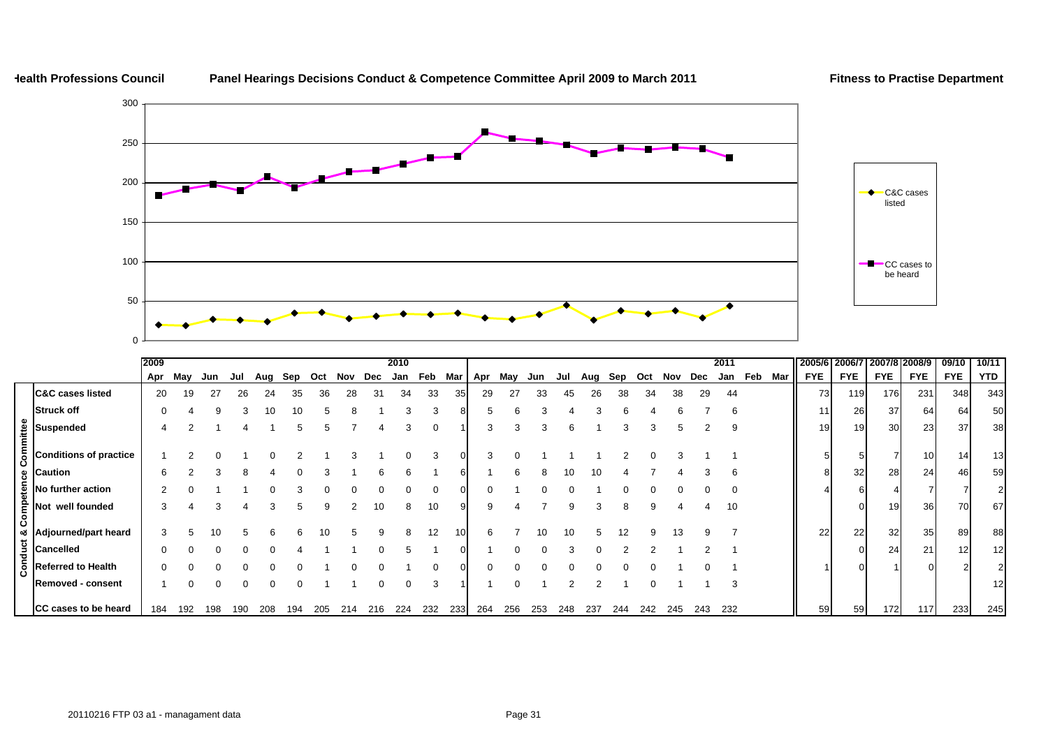Health Professions Council — **Panel Hearings Decisions Conduct & Competence Committee April 2009 to March 2011** — Fitness to Practise Department

| Conduct & Competence Committee | 2009 Apr | May | Jun | Jul | Aug | Sep | Oct | Nov | Dec | 2010 Jan | Feb | Mar | Apr | May | Jun | Jul | Aug | Sep | Oct | Nov | Dec | 2011 Jan | Feb | Mar | 2005/6 FYE | 2006/7 FYE | 2007/8 FYE | 2008/9 FYE | 09/10 FYE | 10/11 YTD |
|---|---|---|---|---|---|---|---|---|---|---|---|---|---|---|---|---|---|---|---|---|---|---|---|---|---|---|---|---|---|---|
| C&C cases listed | 20 | 19 | 27 | 26 | 24 | 35 | 36 | 28 | 31 | 34 | 33 | 35 | 29 | 27 | 33 | 45 | 26 | 38 | 34 | 38 | 29 | 44 | | | 73 | 119 | 176 | 231 | 348 | 343 |
| Struck off | 0 | 4 | 9 | 3 | 10 | 10 | 5 | 8 | 1 | 3 | 3 | 8 | 5 | 6 | 3 | 4 | 3 | 6 | 4 | 6 | 7 | 6 | | | 11 | 26 | 37 | 64 | 64 | 50 |
| Suspended | 4 | 2 | 1 | 4 | 1 | 5 | 5 | 7 | 4 | 3 | 0 | 1 | 3 | 3 | 3 | 6 | 1 | 3 | 3 | 5 | 2 | 9 | | | 19 | 19 | 30 | 23 | 37 | 38 |
| Conditions of practice | 1 | 2 | 0 | 1 | 0 | 2 | 1 | 3 | 1 | 0 | 3 | 0 | 3 | 0 | 1 | 1 | 1 | 2 | 0 | 3 | 1 | 1 | | | 5 | 5 | 7 | 10 | 14 | 13 |
| Caution | 6 | 2 | 3 | 8 | 4 | 0 | 3 | 1 | 6 | 6 | 1 | 6 | 1 | 6 | 8 | 10 | 10 | 4 | 7 | 4 | 3 | 6 | | | 8 | 32 | 28 | 24 | 46 | 59 |
| No further action | 2 | 0 | 1 | 1 | 0 | 3 | 0 | 0 | 0 | 0 | 0 | 0 | 0 | 1 | 0 | 0 | 1 | 0 | 0 | 0 | 0 | 0 | | | 4 | 6 | 4 | 7 | 7 | 2 |
| Not well founded | 3 | 4 | 3 | 4 | 3 | 5 | 9 | 2 | 10 | 8 | 10 | 9 | 9 | 4 | 7 | 9 | 3 | 8 | 9 | 4 | 4 | 10 | | | | 0 | 19 | 36 | 70 | 67 |
| Adjourned/part heard | 3 | 5 | 10 | 5 | 6 | 6 | 10 | 5 | 9 | 8 | 12 | 10 | 6 | 7 | 10 | 10 | 5 | 12 | 9 | 13 | 9 | 7 | | | 22 | 22 | 32 | 35 | 89 | 88 |
| Cancelled | 0 | 0 | 0 | 0 | 0 | 4 | 1 | 1 | 0 | 5 | 1 | 0 | 1 | 0 | 0 | 3 | 0 | 2 | 2 | 1 | 2 | 1 | | | | 0 | 24 | 21 | 12 | 12 |
| Referred to Health | 0 | 0 | 0 | 0 | 0 | 0 | 1 | 0 | 0 | 1 | 0 | 0 | 0 | 0 | 0 | 0 | 0 | 0 | 0 | 1 | 0 | 1 | | | 1 | 0 | 1 | 0 | 2 | 2 |
| Removed - consent | 1 | 0 | 0 | 0 | 0 | 0 | 1 | 1 | 0 | 0 | 3 | 1 | 1 | 0 | 1 | 2 | 2 | 1 | 0 | 1 | 1 | 3 | | | | | | | | 12 |
| CC cases to be heard | 184 | 192 | 198 | 190 | 208 | 194 | 205 | 214 | 216 | 224 | 232 | 233 | 264 | 256 | 253 | 248 | 237 | 244 | 242 | 245 | 243 | 232 | | | 59 | 59 | 172 | 117 | 233 | 245 |

20110216 FTP 03 a1 - managament data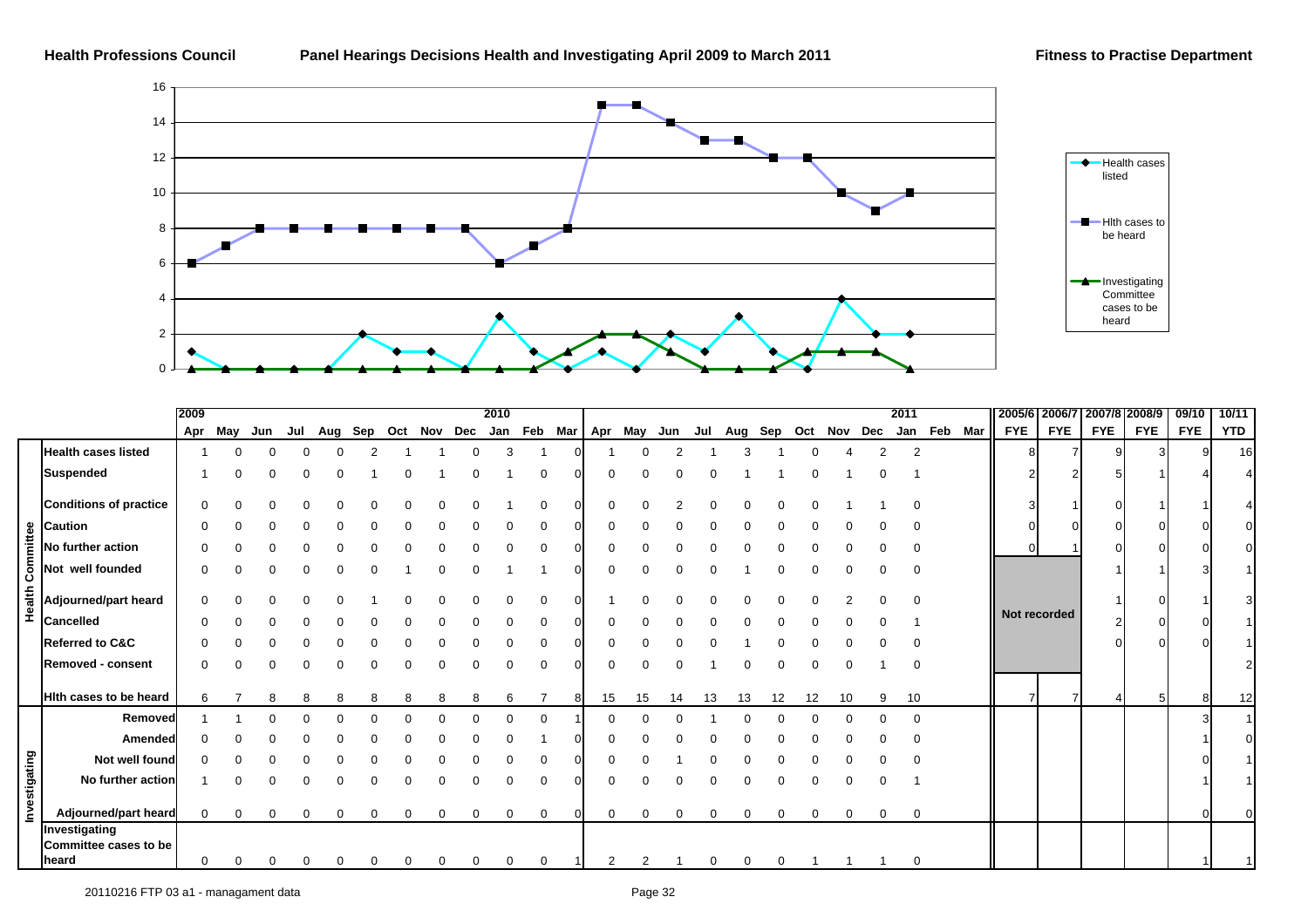**Health Professions Council** **Panel Hearings Decisions Health and Investigating April 2009 to March 2011** **Fitness to Practise Department**

| | | 2009 | | | | | | | | | 2010 | | | | | | | | | | | | | 2011 | | | 2005/6 | 2006/7 | 2007/8 | 2008/9 | 09/10 | 10/11 |
|---|---|---|---|---|---|---|---|---|---|---|---|---|---|---|---|---|---|---|---|---|---|---|---|---|---|---|---|---|---|---|---|---|
| | | Apr | May | Jun | Jul | Aug | Sep | Oct | Nov | Dec | Jan | Feb | Mar | Apr | May | Jun | Jul | Aug | Sep | Oct | Nov | Dec | Jan | Feb | Mar | FYE | FYE | FYE | FYE | FYE | YTD |
| Health Committee | Health cases listed | 1 | 0 | 0 | 0 | 0 | 2 | 1 | 1 | 0 | 3 | 1 | 0 | 1 | 0 | 2 | 1 | 3 | 1 | 0 | 4 | 2 | 2 | | | 8 | 7 | 9 | 3 | 9 | 16 |
| | Suspended | 1 | 0 | 0 | 0 | 0 | 1 | 0 | 1 | 0 | 1 | 0 | 0 | 0 | 0 | 0 | 0 | 1 | 1 | 0 | 1 | 0 | 1 | | | 2 | 2 | 5 | 1 | 4 | 4 |
| | Conditions of practice | 0 | 0 | 0 | 0 | 0 | 0 | 0 | 0 | 0 | 1 | 0 | 0 | 0 | 0 | 2 | 0 | 0 | 0 | 0 | 1 | 1 | 0 | | | 3 | 1 | 0 | 1 | 1 | 4 |
| | Caution | 0 | 0 | 0 | 0 | 0 | 0 | 0 | 0 | 0 | 0 | 0 | 0 | 0 | 0 | 0 | 0 | 0 | 0 | 0 | 0 | 0 | 0 | | | 0 | 0 | 0 | 0 | 0 | 0 |
| | No further action | 0 | 0 | 0 | 0 | 0 | 0 | 0 | 0 | 0 | 0 | 0 | 0 | 0 | 0 | 0 | 0 | 0 | 0 | 0 | 0 | 0 | 0 | | | 0 | 1 | 0 | 0 | 0 | 0 |
| | Not well founded | 0 | 0 | 0 | 0 | 0 | 0 | 1 | 0 | 0 | 1 | 1 | 0 | 0 | 0 | 0 | 0 | 1 | 0 | 0 | 0 | 0 | 0 | | | Not recorded | | 1 | 1 | 3 | 1 |
| | Adjourned/part heard | 0 | 0 | 0 | 0 | 0 | 1 | 0 | 0 | 0 | 0 | 0 | 0 | 1 | 0 | 0 | 0 | 0 | 0 | 0 | 2 | 0 | 0 | | | | | 1 | 0 | 1 | 3 |
| | Cancelled | 0 | 0 | 0 | 0 | 0 | 0 | 0 | 0 | 0 | 0 | 0 | 0 | 0 | 0 | 0 | 0 | 0 | 0 | 0 | 0 | 0 | 1 | | | | | 2 | 0 | 0 | 1 |
| | Referred to C&C | 0 | 0 | 0 | 0 | 0 | 0 | 0 | 0 | 0 | 0 | 0 | 0 | 0 | 0 | 0 | 0 | 1 | 0 | 0 | 0 | 0 | 0 | | | | | 0 | 0 | 0 | 1 |
| | Removed - consent | 0 | 0 | 0 | 0 | 0 | 0 | 0 | 0 | 0 | 0 | 0 | 0 | 0 | 0 | 0 | 1 | 0 | 0 | 0 | 0 | 1 | 0 | | | | | | | | 2 |
| | Hlth cases to be heard | 6 | 7 | 8 | 8 | 8 | 8 | 8 | 8 | 8 | 6 | 7 | 8 | 15 | 15 | 14 | 13 | 13 | 12 | 12 | 10 | 9 | 10 | | | 7 | 7 | 4 | 5 | 8 | 12 |
| Investigating | Removed | 1 | 1 | 0 | 0 | 0 | 0 | 0 | 0 | 0 | 0 | 0 | 1 | 0 | 0 | 0 | 1 | 0 | 0 | 0 | 0 | 0 | 0 | | | | | | | 3 | 1 |
| | Amended | 0 | 0 | 0 | 0 | 0 | 0 | 0 | 0 | 0 | 0 | 1 | 0 | 0 | 0 | 0 | 0 | 0 | 0 | 0 | 0 | 0 | 0 | | | | | | | 1 | 0 |
| | Not well found | 0 | 0 | 0 | 0 | 0 | 0 | 0 | 0 | 0 | 0 | 0 | 0 | 0 | 0 | 1 | 0 | 0 | 0 | 0 | 0 | 0 | 0 | | | | | | | 0 | 1 |
| | No further action | 1 | 0 | 0 | 0 | 0 | 0 | 0 | 0 | 0 | 0 | 0 | 0 | 0 | 0 | 0 | 0 | 0 | 0 | 0 | 0 | 0 | 1 | | | | | | | 1 | 1 |
| | Adjourned/part heard | 0 | 0 | 0 | 0 | 0 | 0 | 0 | 0 | 0 | 0 | 0 | 0 | 0 | 0 | 0 | 0 | 0 | 0 | 0 | 0 | 0 | 0 | | | | | | | 0 | 0 |
| | Investigating Committee cases to be heard | 0 | 0 | 0 | 0 | 0 | 0 | 0 | 0 | 0 | 0 | 0 | 1 | 2 | 2 | 1 | 0 | 0 | 0 | 1 | 1 | 1 | 0 | | | | | | | 1 | 1 |

20110216 FTP 03 a1 - managament data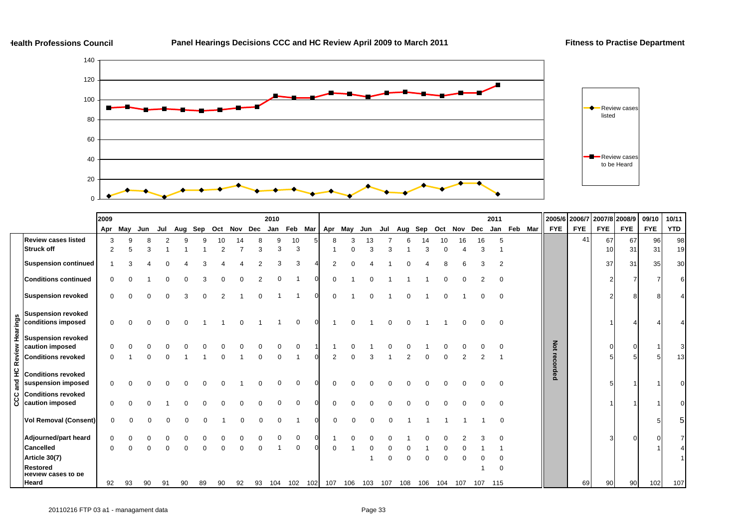**Health Professions Council** | **Panel Hearings Decisions CCC and HC Review April 2009 to March 2011** | **Fitness to Practise Department**

Review cases listed

Review cases to be Heard

| CCC and HC Review Hearings | 2009 Apr | May | Jun | Jul | Aug | Sep | Oct | Nov | Dec | 2010 Jan | Feb | Mar | Apr | May | Jun | Jul | Aug | Sep | Oct | Nov | Dec | 2011 Jan | Feb | Mar | 2005/6 FYE | 2006/7 FYE | 2007/8 FYE | 2008/9 FYE | 09/10 FYE | 10/11 YTD |
|---|---|---|---|---|---|---|---|---|---|---|---|---|---|---|---|---|---|---|---|---|---|---|---|---|---|---|---|---|---|---|
| **Review cases listed** | 3 | 9 | 8 | 2 | 9 | 9 | 10 | 14 | 8 | 9 | 10 | 5 | 8 | 3 | 13 | 7 | 6 | 14 | 10 | 16 | 16 | 5 | | | Not recorded | 41 | 67 | 67 | 96 | 98 |
| **Struck off** | 2 | 5 | 3 | 1 | 1 | 1 | 2 | 7 | 3 | 3 | 3 | | 1 | 0 | 3 | 3 | 1 | 3 | 0 | 4 | 3 | 1 | | | | | 10 | 31 | 31 | 19 |
| **Suspension continued** | 1 | 3 | 4 | 0 | 4 | 3 | 4 | 4 | 2 | 3 | 3 | 4 | 2 | 0 | 4 | 1 | 0 | 4 | 8 | 6 | 3 | 2 | | | | | 37 | 31 | 35 | 30 |
| **Conditions continued** | 0 | 0 | 1 | 0 | 0 | 3 | 0 | 0 | 2 | 0 | 1 | 0 | 0 | 1 | 0 | 1 | 1 | 1 | 0 | 0 | 2 | 0 | | | | | 2 | 7 | 7 | 6 |
| **Suspension revoked** | 0 | 0 | 0 | 0 | 3 | 0 | 2 | 1 | 0 | 1 | 1 | 0 | 0 | 1 | 0 | 1 | 0 | 1 | 0 | 1 | 0 | 0 | | | | | 2 | 8 | 8 | 4 |
| **Suspension revoked conditions imposed** | 0 | 0 | 0 | 0 | 0 | 1 | 1 | 0 | 1 | 1 | 0 | 0 | 1 | 0 | 1 | 0 | 0 | 1 | 1 | 0 | 0 | 0 | | | | | 1 | 4 | 4 | 4 |
| **Suspension revoked caution imposed** | 0 | 0 | 0 | 0 | 0 | 0 | 0 | 0 | 0 | 0 | 0 | 1 | 1 | 0 | 1 | 0 | 0 | 1 | 0 | 0 | 0 | 0 | | | | | 0 | 0 | 1 | 3 |
| **Conditions revoked** | 0 | 1 | 0 | 0 | 1 | 1 | 0 | 1 | 0 | 0 | 1 | 0 | 2 | 0 | 3 | 1 | 2 | 0 | 0 | 2 | 2 | 1 | | | | | 5 | 5 | 5 | 13 |
| **Conditions revoked suspension imposed** | 0 | 0 | 0 | 0 | 0 | 0 | 0 | 1 | 0 | 0 | 0 | 0 | 0 | 0 | 0 | 0 | 0 | 0 | 0 | 0 | 0 | 0 | | | | | 5 | 1 | 1 | 0 |
| **Conditions revoked caution imposed** | 0 | 0 | 0 | 1 | 0 | 0 | 0 | 0 | 0 | 0 | 0 | 0 | 0 | 0 | 0 | 0 | 0 | 0 | 0 | 0 | 0 | 0 | | | | | 1 | 1 | 1 | 0 |
| **Vol Removal (Consent)** | 0 | 0 | 0 | 0 | 0 | 0 | 1 | 0 | 0 | 0 | 1 | 0 | 0 | 0 | 0 | 0 | 1 | 1 | 1 | 1 | 1 | 0 | | | | | | | 5 | 5 |
| **Adjourned/part heard** | 0 | 0 | 0 | 0 | 0 | 0 | 0 | 0 | 0 | 0 | 0 | 0 | 1 | 0 | 0 | 0 | 1 | 0 | 0 | 2 | 3 | 0 | | | | | 3 | 0 | 0 | 7 |
| **Cancelled** | 0 | 0 | 0 | 0 | 0 | 0 | 0 | 0 | 0 | 1 | 0 | 0 | 0 | 1 | 0 | 0 | 0 | 1 | 0 | 0 | 1 | 1 | | | | | | | 1 | 4 |
| **Article 30(7)** | | | | | | | | | | | | | | | 1 | 0 | 0 | 0 | 0 | 0 | 0 | 0 | | | | | | | | 1 |
| **Restored** | | | | | | | | | | | | | | | | | | | | | 1 | 0 | | | | | | | | |
| **Review cases to be Heard** | 92 | 93 | 90 | 91 | 90 | 89 | 90 | 92 | 93 | 104 | 102 | 102 | 107 | 106 | 103 | 107 | 108 | 106 | 104 | 107 | 107 | 115 | | | | 69 | 90 | 90 | 102 | 107 |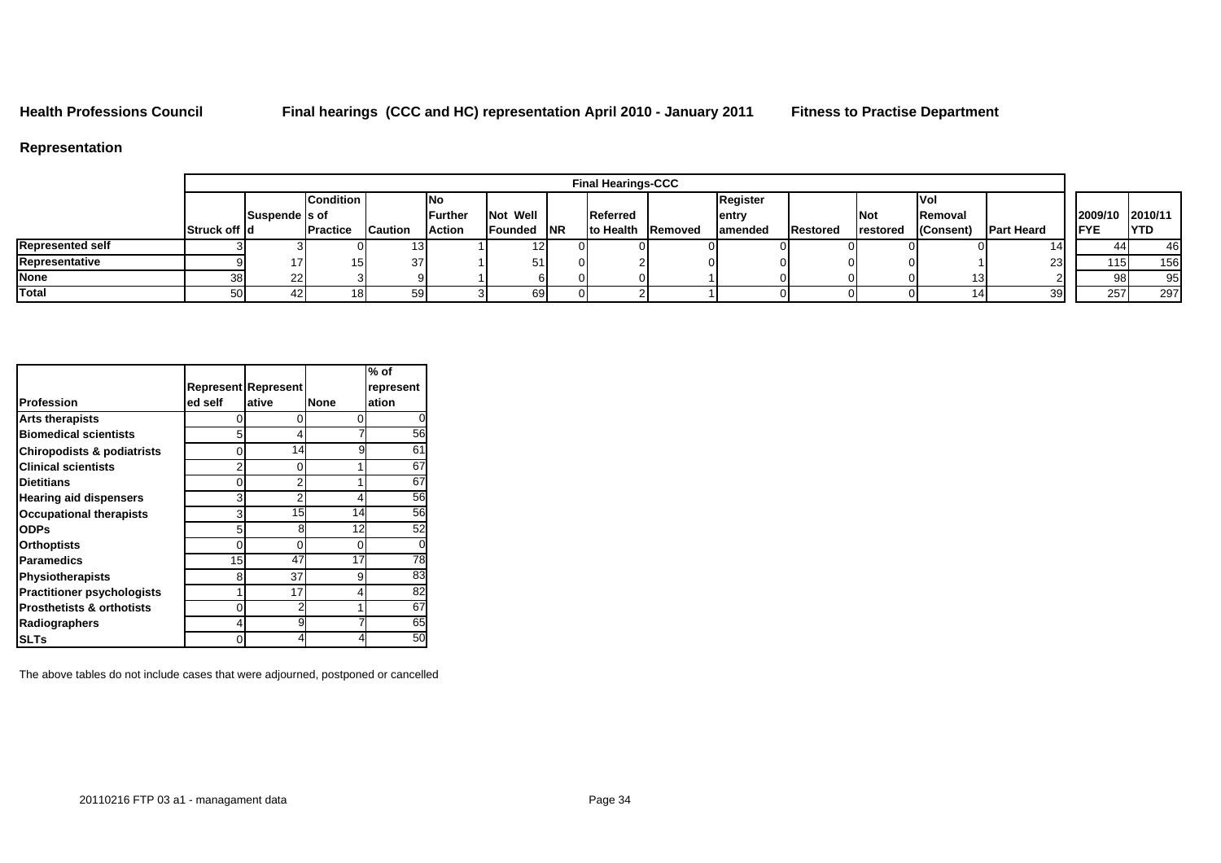**Health Professions Council** **Final hearings (CCC and HC) representation April 2010 - January 2011** **Fitness to Practise Department**

## Representation

| | Final Hearings-CCC | | | | | | | | | | | | | | | 2009/10 FYE | 2010/11 YTD |
|---|---|---|---|---|---|---|---|---|---|---|---|---|---|---|---|---|---|
| | Struck off | Suspended | Conditions of Practice | Caution | No Further Action | Not Well Founded | NR | Referred to Health | Removed | Register entry amended | Restored | Not restored | Vol Removal (Consent) | Part Heard | | | |
| **Represented self** | 3 | 3 | 0 | 13 | 1 | 12 | 0 | 0 | 0 | 0 | 0 | 0 | 0 | 14 | | 44 | 46 |
| **Representative** | 9 | 17 | 15 | 37 | 1 | 51 | 0 | 2 | 0 | 0 | 0 | 0 | 1 | 23 | | 115 | 156 |
| **None** | 38 | 22 | 3 | 9 | 1 | 6 | 0 | 0 | 1 | 0 | 0 | 0 | 13 | 2 | | 98 | 95 |
| **Total** | 50 | 42 | 18 | 59 | 3 | 69 | 0 | 2 | 1 | 0 | 0 | 0 | 14 | 39 | | 257 | 297 |

| Profession | Represented self | Representative | None | % of representation |
|---|---|---|---|---|
| **Arts therapists** | 0 | 0 | 0 | 0 |
| **Biomedical scientists** | 5 | 4 | 7 | 56 |
| **Chiropodists & podiatrists** | 0 | 14 | 9 | 61 |
| **Clinical scientists** | 2 | 0 | 1 | 67 |
| **Dietitians** | 0 | 2 | 1 | 67 |
| **Hearing aid dispensers** | 3 | 2 | 4 | 56 |
| **Occupational therapists** | 3 | 15 | 14 | 56 |
| **ODPs** | 5 | 8 | 12 | 52 |
| **Orthoptists** | 0 | 0 | 0 | 0 |
| **Paramedics** | 15 | 47 | 17 | 78 |
| **Physiotherapists** | 8 | 37 | 9 | 83 |
| **Practitioner psychologists** | 1 | 17 | 4 | 82 |
| **Prosthetists & orthotists** | 0 | 2 | 1 | 67 |
| **Radiographers** | 4 | 9 | 7 | 65 |
| **SLTs** | 0 | 4 | 4 | 50 |

The above tables do not include cases that were adjourned, postponed or cancelled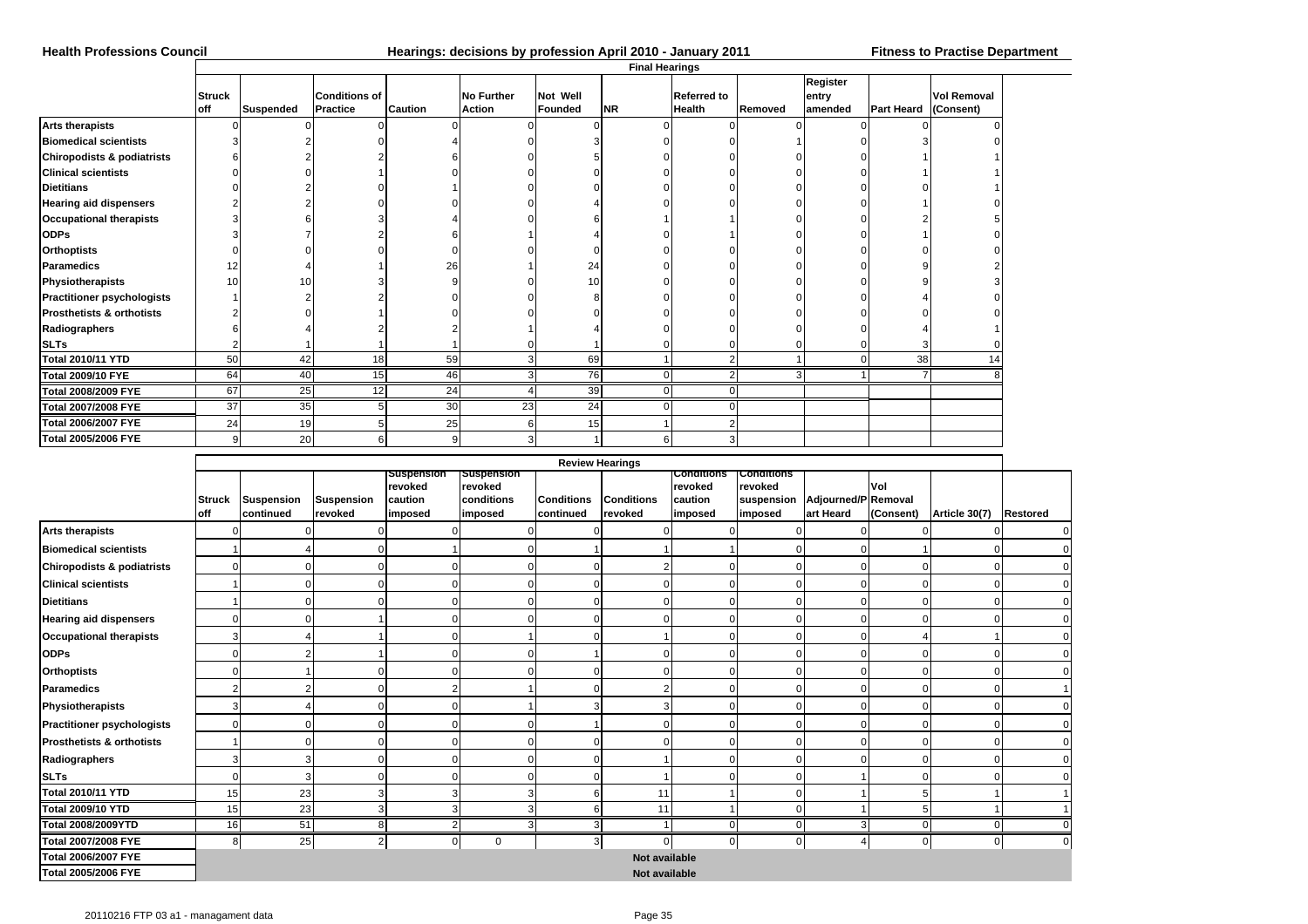**Health Professions Council** **Hearings: decisions by profession April 2010 - January 2011** **Fitness to Practise Department**

| | Final Hearings | | | | | | | | | | | |
|---|---|---|---|---|---|---|---|---|---|---|---|---|
| | Struck off | Suspended | Conditions of Practice | Caution | No Further Action | Not Well Founded | NR | Referred to Health | Removed | Register entry amended | Part Heard | Vol Removal (Consent) |
| **Arts therapists** | 0 | 0 | 0 | 0 | 0 | 0 | 0 | 0 | 0 | 0 | 0 | 0 |
| **Biomedical scientists** | 3 | 2 | 0 | 4 | 0 | 3 | 0 | 0 | 1 | 0 | 3 | 0 |
| **Chiropodists & podiatrists** | 6 | 2 | 2 | 6 | 0 | 5 | 0 | 0 | 0 | 0 | 1 | 1 |
| **Clinical scientists** | 0 | 0 | 1 | 0 | 0 | 0 | 0 | 0 | 0 | 0 | 1 | 1 |
| **Dietitians** | 0 | 2 | 0 | 1 | 0 | 0 | 0 | 0 | 0 | 0 | 0 | 1 |
| **Hearing aid dispensers** | 2 | 2 | 0 | 0 | 0 | 4 | 0 | 0 | 0 | 0 | 1 | 0 |
| **Occupational therapists** | 3 | 6 | 3 | 4 | 0 | 6 | 1 | 1 | 0 | 0 | 2 | 5 |
| **ODPs** | 3 | 7 | 2 | 6 | 1 | 4 | 0 | 1 | 0 | 0 | 1 | 0 |
| **Orthoptists** | 0 | 0 | 0 | 0 | 0 | 0 | 0 | 0 | 0 | 0 | 0 | 0 |
| **Paramedics** | 12 | 4 | 1 | 26 | 1 | 24 | 0 | 0 | 0 | 0 | 9 | 2 |
| **Physiotherapists** | 10 | 10 | 3 | 9 | 0 | 10 | 0 | 0 | 0 | 0 | 9 | 3 |
| **Practitioner psychologists** | 1 | 2 | 2 | 0 | 0 | 8 | 0 | 0 | 0 | 0 | 4 | 0 |
| **Prosthetists & orthotists** | 2 | 0 | 1 | 0 | 0 | 0 | 0 | 0 | 0 | 0 | 0 | 0 |
| **Radiographers** | 6 | 4 | 2 | 2 | 1 | 4 | 0 | 0 | 0 | 0 | 4 | 1 |
| **SLTs** | 2 | 1 | 1 | 1 | 0 | 1 | 0 | 0 | 0 | 0 | 3 | 0 |
| **Total 2010/11 YTD** | 50 | 42 | 18 | 59 | 3 | 69 | 1 | 2 | 1 | 0 | 38 | 14 |
| **Total 2009/10 FYE** | 64 | 40 | 15 | 46 | 3 | 76 | 0 | 2 | 3 | 1 | 7 | 8 |
| **Total 2008/2009 FYE** | 67 | 25 | 12 | 24 | 4 | 39 | 0 | 0 | | | | |
| **Total 2007/2008 FYE** | 37 | 35 | 5 | 30 | 23 | 24 | 0 | 0 | | | | |
| **Total 2006/2007 FYE** | 24 | 19 | 5 | 25 | 6 | 15 | 1 | 2 | | | | |
| **Total 2005/2006 FYE** | 9 | 20 | 6 | 9 | 3 | 1 | 6 | 3 | | | | |

| | Review Hearings | | | | | | | | | | | | | |
|---|---|---|---|---|---|---|---|---|---|---|---|---|---|---|
| | Struck off | Suspension continued | Suspension revoked | Suspension revoked caution imposed | Suspension revoked conditions imposed | Conditions continued | Conditions revoked | Conditions revoked caution imposed | Conditions revoked suspension imposed | Adjourned/Part Heard | Vol Removal (Consent) | Article 30(7) | Restored |
| **Arts therapists** | 0 | 0 | 0 | 0 | 0 | 0 | 0 | 0 | 0 | 0 | 0 | 0 | 0 |
| **Biomedical scientists** | 1 | 4 | 0 | 1 | 0 | 1 | 1 | 1 | 0 | 0 | 1 | 0 | 0 |
| **Chiropodists & podiatrists** | 0 | 0 | 0 | 0 | 0 | 0 | 2 | 0 | 0 | 0 | 0 | 0 | 0 |
| **Clinical scientists** | 1 | 0 | 0 | 0 | 0 | 0 | 0 | 0 | 0 | 0 | 0 | 0 | 0 |
| **Dietitians** | 1 | 0 | 0 | 0 | 0 | 0 | 0 | 0 | 0 | 0 | 0 | 0 | 0 |
| **Hearing aid dispensers** | 0 | 0 | 1 | 0 | 0 | 0 | 0 | 0 | 0 | 0 | 0 | 0 | 0 |
| **Occupational therapists** | 3 | 4 | 1 | 0 | 1 | 0 | 1 | 0 | 0 | 0 | 4 | 1 | 0 |
| **ODPs** | 0 | 2 | 1 | 0 | 0 | 1 | 0 | 0 | 0 | 0 | 0 | 0 | 0 |
| **Orthoptists** | 0 | 1 | 0 | 0 | 0 | 0 | 0 | 0 | 0 | 0 | 0 | 0 | 0 |
| **Paramedics** | 2 | 2 | 0 | 2 | 1 | 0 | 2 | 0 | 0 | 0 | 0 | 0 | 1 |
| **Physiotherapists** | 3 | 4 | 0 | 0 | 1 | 3 | 3 | 0 | 0 | 0 | 0 | 0 | 0 |
| **Practitioner psychologists** | 0 | 0 | 0 | 0 | 0 | 1 | 0 | 0 | 0 | 0 | 0 | 0 | 0 |
| **Prosthetists & orthotists** | 1 | 0 | 0 | 0 | 0 | 0 | 0 | 0 | 0 | 0 | 0 | 0 | 0 |
| **Radiographers** | 3 | 3 | 0 | 0 | 0 | 0 | 1 | 0 | 0 | 0 | 0 | 0 | 0 |
| **SLTs** | 0 | 3 | 0 | 0 | 0 | 0 | 1 | 0 | 0 | 1 | 0 | 0 | 0 |
| **Total 2010/11 YTD** | 15 | 23 | 3 | 3 | 3 | 6 | 11 | 1 | 0 | 1 | 5 | 1 | 1 |
| **Total 2009/10 YTD** | 15 | 23 | 3 | 3 | 3 | 6 | 11 | 1 | 0 | 1 | 5 | 1 | 1 |
| **Total 2008/2009YTD** | 16 | 51 | 8 | 2 | 3 | 3 | 1 | 0 | 0 | 3 | 0 | 0 | 0 |
| **Total 2007/2008 FYE** | 8 | 25 | 2 | 0 | 0 | 3 | 0 | 0 | 0 | 4 | 0 | 0 | 0 |
| **Total 2006/2007 FYE** | Not available | | | | | | | | | | | | |
| **Total 2005/2006 FYE** | Not available | | | | | | | | | | | | |

20110216 FTP 03 a1 - managament data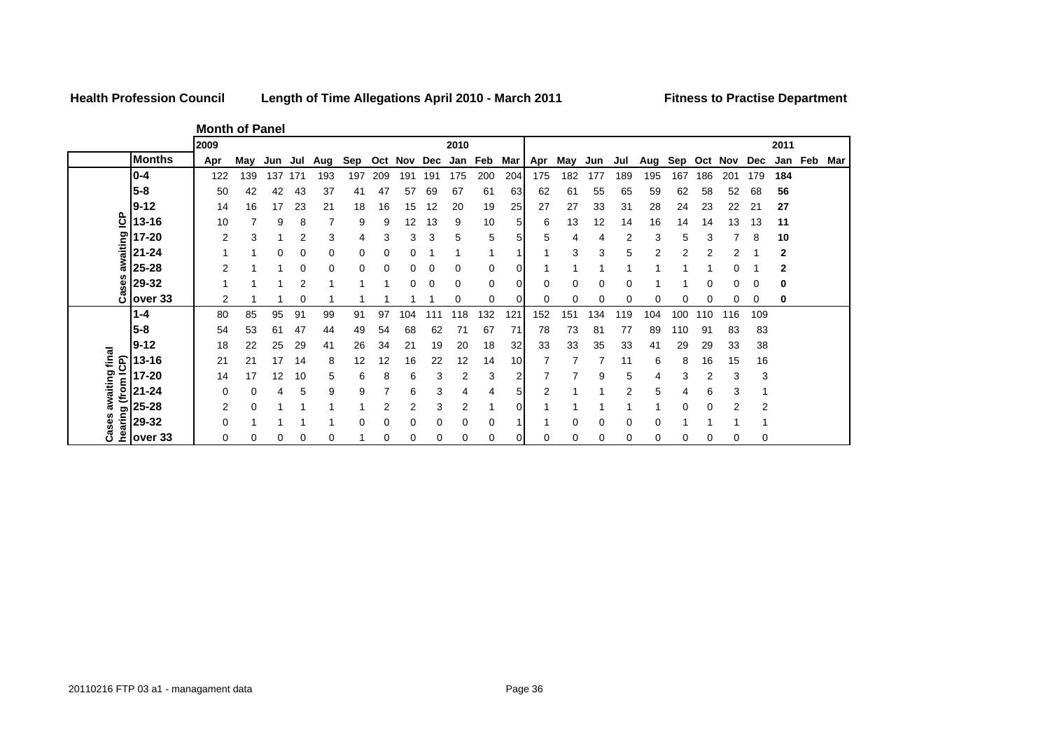**Health Profession Council** **Length of Time Allegations April 2010 - March 2011** **Fitness to Practise Department**

**Month of Panel**

| | | 2009 | | | | | | | | | 2010 | | | | | | | | | | | | | 2011 | | |
|---|---|---|---|---|---|---|---|---|---|---|---|---|---|---|---|---|---|---|---|---|---|---|---|---|---|---|
| | **Months** | Apr | May | Jun | Jul | Aug | Sep | Oct | Nov | Dec | Jan | Feb | Mar | Apr | May | Jun | Jul | Aug | Sep | Oct | Nov | Dec | Jan | Feb | Mar |
| **Cases awaiting ICP** | **0-4** | 122 | 139 | 137 | 171 | 193 | 197 | 209 | 191 | 191 | 175 | 200 | 204 | 175 | 182 | 177 | 189 | 195 | 167 | 186 | 201 | 179 | **184** | | |
| | **5-8** | 50 | 42 | 42 | 43 | 37 | 41 | 47 | 57 | 69 | 67 | 61 | 63 | 62 | 61 | 55 | 65 | 59 | 62 | 58 | 52 | 68 | **56** | | |
| | **9-12** | 14 | 16 | 17 | 23 | 21 | 18 | 16 | 15 | 12 | 20 | 19 | 25 | 27 | 27 | 33 | 31 | 28 | 24 | 23 | 22 | 21 | **27** | | |
| | **13-16** | 10 | 7 | 9 | 8 | 7 | 9 | 9 | 12 | 13 | 9 | 10 | 5 | 6 | 13 | 12 | 14 | 16 | 14 | 14 | 13 | 13 | **11** | | |
| | **17-20** | 2 | 3 | 1 | 2 | 3 | 4 | 3 | 3 | 3 | 5 | 5 | 5 | 5 | 4 | 4 | 2 | 3 | 5 | 3 | 7 | 8 | **10** | | |
| | **21-24** | 1 | 1 | 0 | 0 | 0 | 0 | 0 | 0 | 1 | 1 | 1 | 1 | 1 | 3 | 3 | 5 | 2 | 2 | 2 | 2 | 1 | **2** | | |
| | **25-28** | 2 | 1 | 1 | 0 | 0 | 0 | 0 | 0 | 0 | 0 | 0 | 0 | 1 | 1 | 1 | 1 | 1 | 1 | 1 | 0 | 1 | **2** | | |
| | **29-32** | 1 | 1 | 1 | 2 | 1 | 1 | 1 | 0 | 0 | 0 | 0 | 0 | 0 | 0 | 0 | 0 | 1 | 1 | 0 | 0 | 0 | **0** | | |
| | **over 33** | 2 | 1 | 1 | 0 | 1 | 1 | 1 | 1 | 1 | 0 | 0 | 0 | 0 | 0 | 0 | 0 | 0 | 0 | 0 | 0 | 0 | **0** | | |
| **Cases awaiting final hearing (from ICP)** | **1-4** | 80 | 85 | 95 | 91 | 99 | 91 | 97 | 104 | 111 | 118 | 132 | 121 | 152 | 151 | 134 | 119 | 104 | 100 | 110 | 116 | 109 | | | |
| | **5-8** | 54 | 53 | 61 | 47 | 44 | 49 | 54 | 68 | 62 | 71 | 67 | 71 | 78 | 73 | 81 | 77 | 89 | 110 | 91 | 83 | 83 | | | |
| | **9-12** | 18 | 22 | 25 | 29 | 41 | 26 | 34 | 21 | 19 | 20 | 18 | 32 | 33 | 33 | 35 | 33 | 41 | 29 | 29 | 33 | 38 | | | |
| | **13-16** | 21 | 21 | 17 | 14 | 8 | 12 | 12 | 16 | 22 | 12 | 14 | 10 | 7 | 7 | 7 | 11 | 6 | 8 | 16 | 15 | 16 | | | |
| | **17-20** | 14 | 17 | 12 | 10 | 5 | 6 | 8 | 6 | 3 | 2 | 3 | 2 | 7 | 7 | 9 | 5 | 4 | 3 | 2 | 3 | 3 | | | |
| | **21-24** | 0 | 0 | 4 | 5 | 9 | 9 | 7 | 6 | 3 | 4 | 4 | 5 | 2 | 1 | 1 | 2 | 5 | 4 | 6 | 3 | 1 | | | |
| | **25-28** | 2 | 0 | 1 | 1 | 1 | 1 | 2 | 2 | 3 | 2 | 1 | 0 | 1 | 1 | 1 | 1 | 1 | 0 | 0 | 2 | 2 | | | |
| | **29-32** | 0 | 1 | 1 | 1 | 1 | 0 | 0 | 0 | 0 | 0 | 0 | 1 | 1 | 0 | 0 | 0 | 0 | 1 | 1 | 1 | 1 | | | |
| | **over 33** | 0 | 0 | 0 | 0 | 0 | 1 | 0 | 0 | 0 | 0 | 0 | 0 | 0 | 0 | 0 | 0 | 0 | 0 | 0 | 0 | 0 | | | |

20110216 FTP 03 a1 - managament data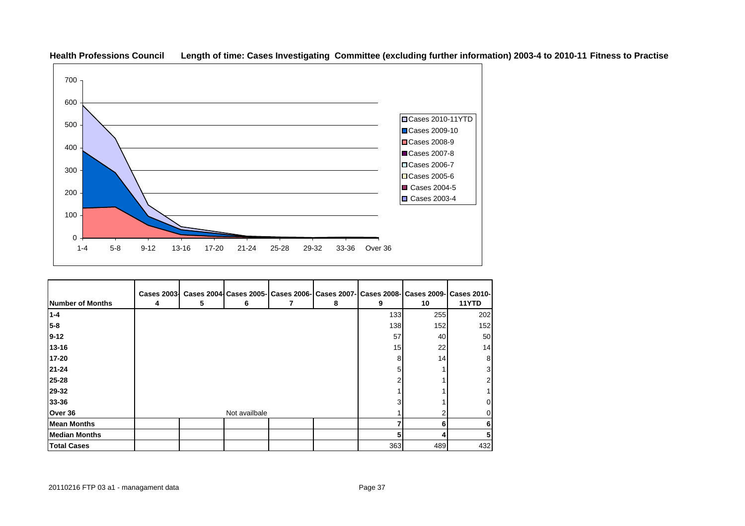**Health Professions Council** **Length of time: Cases Investigating Committee (excluding further information) 2003-4 to 2010-11 Fitness to Practise**

| Number of Months | Cases 2003-4 | Cases 2004-5 | Cases 2005-6 | Cases 2006-7 | Cases 2007-8 | Cases 2008-9 | Cases 2009-10 | Cases 2010-11YTD |
|---|---|---|---|---|---|---|---|---|
| 1-4 | | | | | | 133 | 255 | 202 |
| 5-8 | | | | | | 138 | 152 | 152 |
| 9-12 | | | | | | 57 | 40 | 50 |
| 13-16 | | | | | | 15 | 22 | 14 |
| 17-20 | | | | | | 8 | 14 | 8 |
| 21-24 | | | | | | 5 | 1 | 3 |
| 25-28 | | | | | | 2 | 1 | 2 |
| 29-32 | | | | | | 1 | 1 | 1 |
| 33-36 | | | | | | 3 | 1 | 0 |
| Over 36 | | | Not availbale | | | 1 | 2 | 0 |
| **Mean Months** | | | | | | **7** | **6** | **6** |
| **Median Months** | | | | | | **5** | **4** | **5** |
| **Total Cases** | | | | | | 363 | 489 | 432 |

20110216 FTP 03 a1 - managament data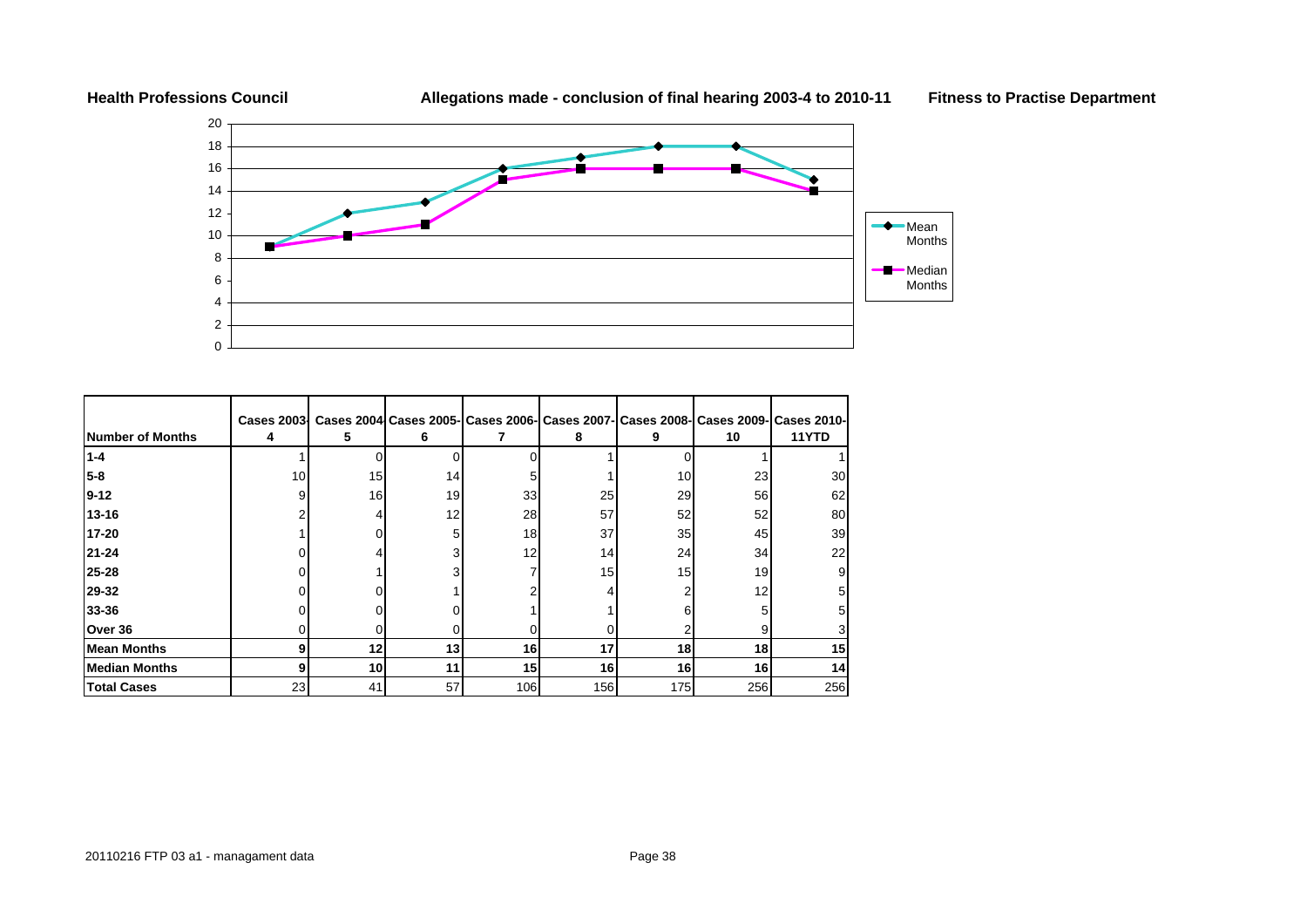**Health Professions Council** | **Allegations made - conclusion of final hearing 2003-4 to 2010-11** | **Fitness to Practise Department**

| Number of Months | Cases 2003-4 | Cases 2004-5 | Cases 2005-6 | Cases 2006-7 | Cases 2007-8 | Cases 2008-9 | Cases 2009-10 | Cases 2010-11YTD |
|---|---|---|---|---|---|---|---|---|
| 1-4 | 1 | 0 | 0 | 0 | 1 | 0 | 1 | 1 |
| 5-8 | 10 | 15 | 14 | 5 | 1 | 10 | 23 | 30 |
| 9-12 | 9 | 16 | 19 | 33 | 25 | 29 | 56 | 62 |
| 13-16 | 2 | 4 | 12 | 28 | 57 | 52 | 52 | 80 |
| 17-20 | 1 | 0 | 5 | 18 | 37 | 35 | 45 | 39 |
| 21-24 | 0 | 4 | 3 | 12 | 14 | 24 | 34 | 22 |
| 25-28 | 0 | 1 | 3 | 7 | 15 | 15 | 19 | 9 |
| 29-32 | 0 | 0 | 1 | 2 | 4 | 2 | 12 | 5 |
| 33-36 | 0 | 0 | 0 | 1 | 1 | 6 | 5 | 5 |
| Over 36 | 0 | 0 | 0 | 0 | 0 | 2 | 9 | 3 |
| **Mean Months** | **9** | **12** | **13** | **16** | **17** | **18** | **18** | **15** |
| **Median Months** | **9** | **10** | **11** | **15** | **16** | **16** | **16** | **14** |
| **Total Cases** | 23 | 41 | 57 | 106 | 156 | 175 | 256 | 256 |

20110216 FTP 03 a1 - managament data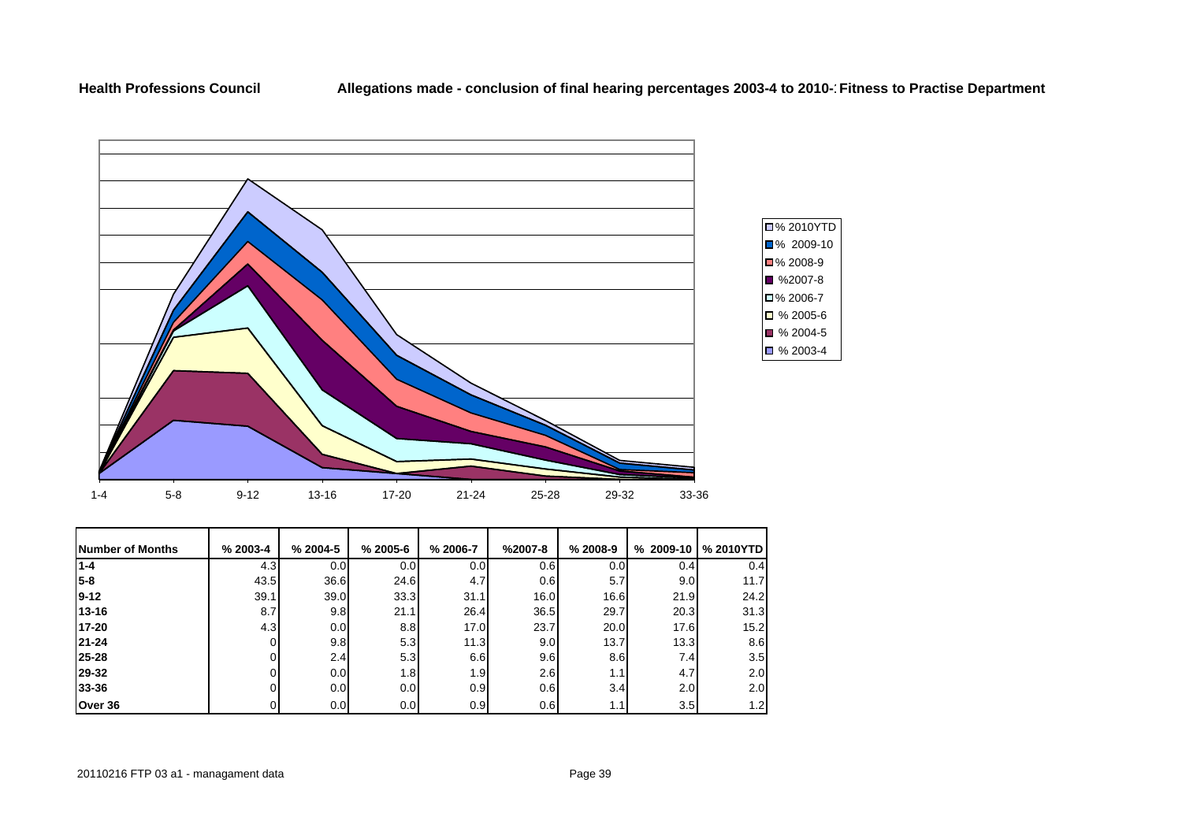**Health Professions Council** **Allegations made - conclusion of final hearing percentages 2003-4 to 2010-: Fitness to Practise Department**

| Number of Months | % 2003-4 | % 2004-5 | % 2005-6 | % 2006-7 | %2007-8 | % 2008-9 | % 2009-10 | % 2010YTD |
|---|---|---|---|---|---|---|---|---|
| 1-4 | 4.3 | 0.0 | 0.0 | 0.0 | 0.6 | 0.0 | 0.4 | 0.4 |
| 5-8 | 43.5 | 36.6 | 24.6 | 4.7 | 0.6 | 5.7 | 9.0 | 11.7 |
| 9-12 | 39.1 | 39.0 | 33.3 | 31.1 | 16.0 | 16.6 | 21.9 | 24.2 |
| 13-16 | 8.7 | 9.8 | 21.1 | 26.4 | 36.5 | 29.7 | 20.3 | 31.3 |
| 17-20 | 4.3 | 0.0 | 8.8 | 17.0 | 23.7 | 20.0 | 17.6 | 15.2 |
| 21-24 | 0 | 9.8 | 5.3 | 11.3 | 9.0 | 13.7 | 13.3 | 8.6 |
| 25-28 | 0 | 2.4 | 5.3 | 6.6 | 9.6 | 8.6 | 7.4 | 3.5 |
| 29-32 | 0 | 0.0 | 1.8 | 1.9 | 2.6 | 1.1 | 4.7 | 2.0 |
| 33-36 | 0 | 0.0 | 0.0 | 0.9 | 0.6 | 3.4 | 2.0 | 2.0 |
| Over 36 | 0 | 0.0 | 0.0 | 0.9 | 0.6 | 1.1 | 3.5 | 1.2 |

20110216 FTP 03 a1 - managament data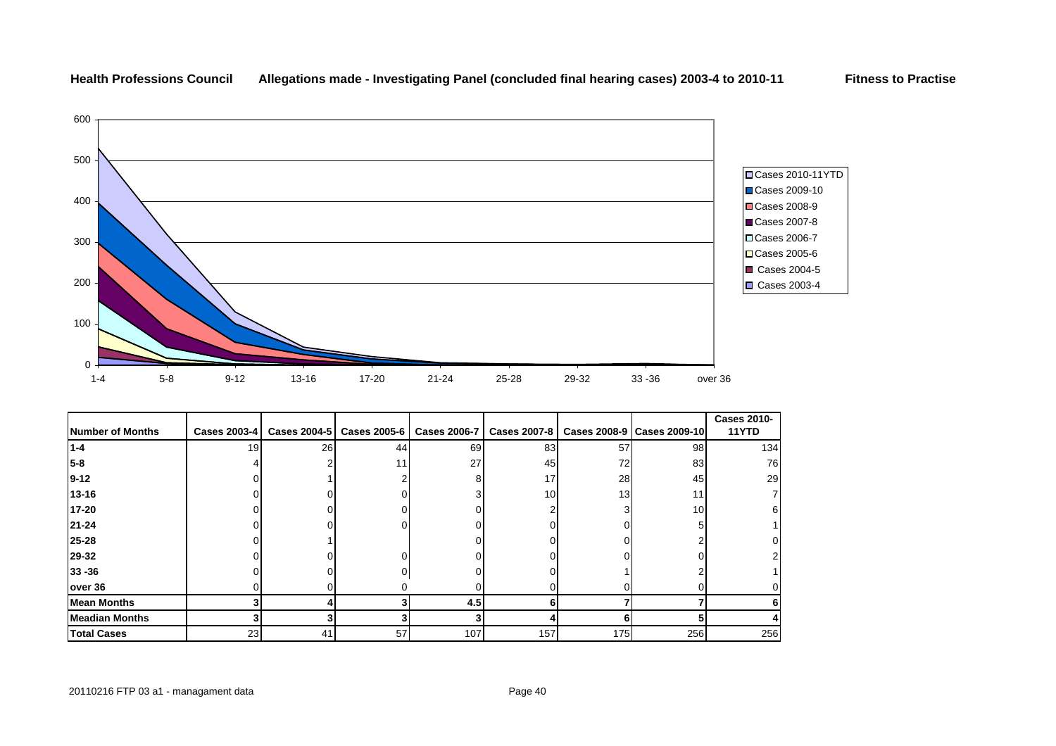**Health Professions Council** **Allegations made - Investigating Panel (concluded final hearing cases) 2003-4 to 2010-11** **Fitness to Practise**

| Number of Months | Cases 2003-4 | Cases 2004-5 | Cases 2005-6 | Cases 2006-7 | Cases 2007-8 | Cases 2008-9 | Cases 2009-10 | Cases 2010-11YTD |
|---|---|---|---|---|---|---|---|---|
| **1-4** | 19 | 26 | 44 | 69 | 83 | 57 | 98 | 134 |
| **5-8** | 4 | 2 | 11 | 27 | 45 | 72 | 83 | 76 |
| **9-12** | 0 | 1 | 2 | 8 | 17 | 28 | 45 | 29 |
| **13-16** | 0 | 0 | 0 | 3 | 10 | 13 | 11 | 7 |
| **17-20** | 0 | 0 | 0 | 0 | 2 | 3 | 10 | 6 |
| **21-24** | 0 | 0 | 0 | 0 | 0 | 0 | 5 | 1 |
| **25-28** | 0 | 1 | | 0 | 0 | 0 | 2 | 0 |
| **29-32** | 0 | 0 | 0 | 0 | 0 | 0 | 0 | 2 |
| **33 -36** | 0 | 0 | 0 | 0 | 0 | 1 | 2 | 1 |
| **over 36** | 0 | 0 | 0 | 0 | 0 | 0 | 0 | 0 |
| **Mean Months** | **3** | **4** | **3** | **4.5** | **6** | **7** | **7** | **6** |
| **Meadian Months** | **3** | **3** | **3** | **3** | **4** | **6** | **5** | **4** |
| **Total Cases** | 23 | 41 | 57 | 107 | 157 | 175 | 256 | 256 |

20110216 FTP 03 a1 - managament data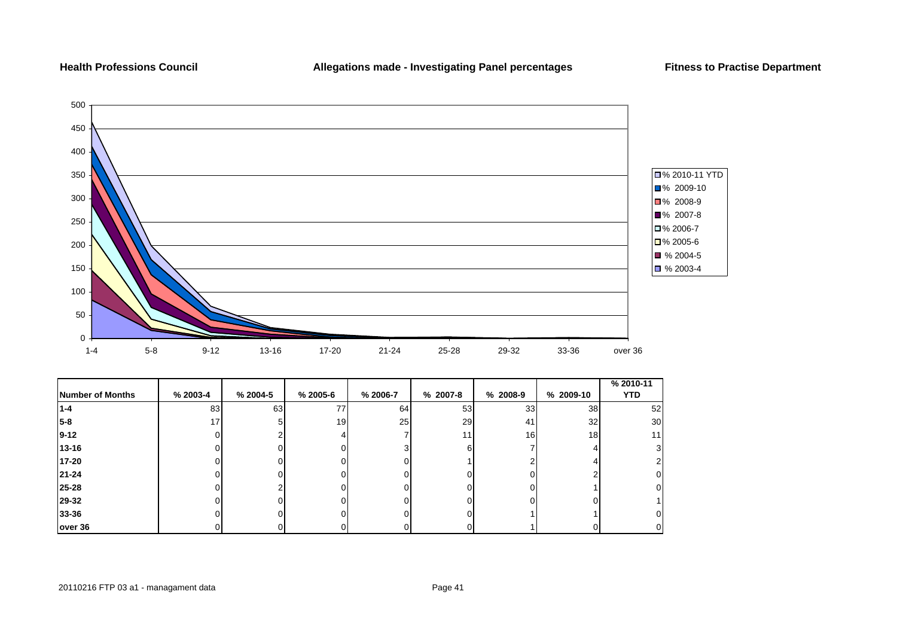**Health Professions Council** **Allegations made - Investigating Panel percentages** **Fitness to Practise Department**

| Number of Months | % 2003-4 | % 2004-5 | % 2005-6 | % 2006-7 | % 2007-8 | % 2008-9 | % 2009-10 | % 2010-11 YTD |
|---|---|---|---|---|---|---|---|---|
| **1-4** | 83 | 63 | 77 | 64 | 53 | 33 | 38 | 52 |
| **5-8** | 17 | 5 | 19 | 25 | 29 | 41 | 32 | 30 |
| **9-12** | 0 | 2 | 4 | 7 | 11 | 16 | 18 | 11 |
| **13-16** | 0 | 0 | 0 | 3 | 6 | 7 | 4 | 3 |
| **17-20** | 0 | 0 | 0 | 0 | 1 | 2 | 4 | 2 |
| **21-24** | 0 | 0 | 0 | 0 | 0 | 0 | 2 | 0 |
| **25-28** | 0 | 2 | 0 | 0 | 0 | 0 | 1 | 0 |
| **29-32** | 0 | 0 | 0 | 0 | 0 | 0 | 0 | 1 |
| **33-36** | 0 | 0 | 0 | 0 | 0 | 1 | 1 | 0 |
| **over 36** | 0 | 0 | 0 | 0 | 0 | 1 | 0 | 0 |

20110216 FTP 03 a1 - managament data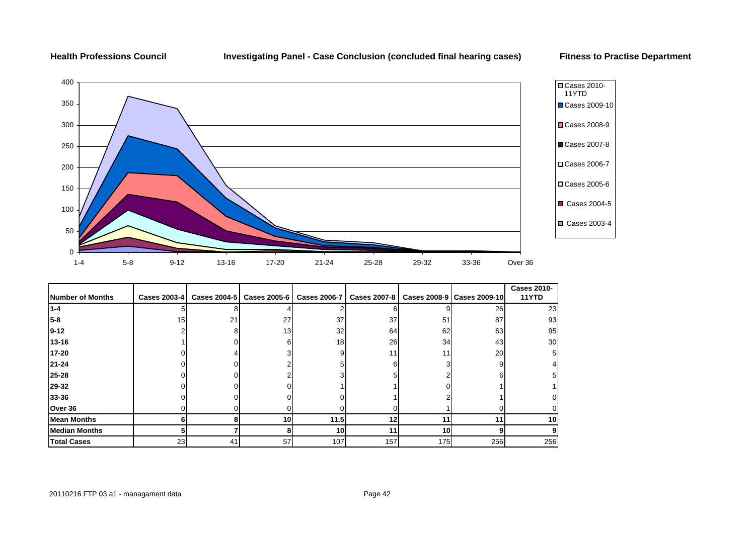**Health Professions Council** — **Investigating Panel - Case Conclusion (concluded final hearing cases)** — **Fitness to Practise Department**

| Number of Months | Cases 2003-4 | Cases 2004-5 | Cases 2005-6 | Cases 2006-7 | Cases 2007-8 | Cases 2008-9 | Cases 2009-10 | Cases 2010-11YTD |
|---|---|---|---|---|---|---|---|---|
| **1-4** | 5 | 8 | 4 | 2 | 6 | 9 | 26 | 23 |
| **5-8** | 15 | 21 | 27 | 37 | 37 | 51 | 87 | 93 |
| **9-12** | 2 | 8 | 13 | 32 | 64 | 62 | 63 | 95 |
| **13-16** | 1 | 0 | 6 | 18 | 26 | 34 | 43 | 30 |
| **17-20** | 0 | 4 | 3 | 9 | 11 | 11 | 20 | 5 |
| **21-24** | 0 | 0 | 2 | 5 | 6 | 3 | 9 | 4 |
| **25-28** | 0 | 0 | 2 | 3 | 5 | 2 | 6 | 5 |
| **29-32** | 0 | 0 | 0 | 1 | 1 | 0 | 1 | 1 |
| **33-36** | 0 | 0 | 0 | 0 | 1 | 2 | 1 | 0 |
| **Over 36** | 0 | 0 | 0 | 0 | 0 | 1 | 0 | 0 |
| **Mean Months** | **6** | **8** | **10** | **11.5** | **12** | **11** | **11** | **10** |
| **Median Months** | **5** | **7** | **8** | **10** | **11** | **10** | **9** | **9** |
| **Total Cases** | 23 | 41 | 57 | 107 | 157 | 175 | 256 | 256 |

20110216 FTP 03 a1 - managament data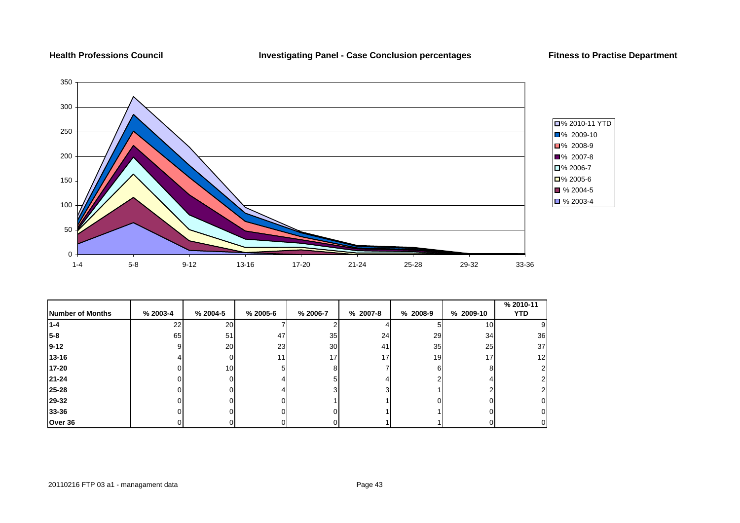**Health Professions Council**

**Investigating Panel - Case Conclusion percentages**

**Fitness to Practise Department**

| Number of Months | % 2003-4 | % 2004-5 | % 2005-6 | % 2006-7 | % 2007-8 | % 2008-9 | % 2009-10 | % 2010-11 YTD |
|---|---|---|---|---|---|---|---|---|
| 1-4 | 22 | 20 | 7 | 2 | 4 | 5 | 10 | 9 |
| 5-8 | 65 | 51 | 47 | 35 | 24 | 29 | 34 | 36 |
| 9-12 | 9 | 20 | 23 | 30 | 41 | 35 | 25 | 37 |
| 13-16 | 4 | 0 | 11 | 17 | 17 | 19 | 17 | 12 |
| 17-20 | 0 | 10 | 5 | 8 | 7 | 6 | 8 | 2 |
| 21-24 | 0 | 0 | 4 | 5 | 4 | 2 | 4 | 2 |
| 25-28 | 0 | 0 | 4 | 3 | 3 | 1 | 2 | 2 |
| 29-32 | 0 | 0 | 0 | 1 | 1 | 0 | 0 | 0 |
| 33-36 | 0 | 0 | 0 | 0 | 1 | 1 | 0 | 0 |
| Over 36 | 0 | 0 | 0 | 0 | 1 | 1 | 0 | 0 |

20110216 FTP 03 a1 - managament data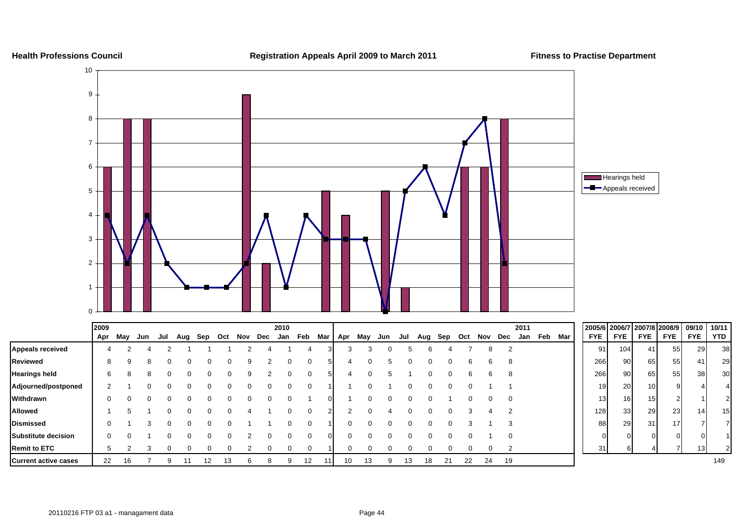**Health Professions Council** | **Registration Appeals April 2009 to March 2011** | **Fitness to Practise Department**

|  | 2009 Apr | May | Jun | Jul | Aug | Sep | Oct | Nov | Dec | 2010 Jan | Feb | Mar | Apr | May | Jun | Jul | Aug | Sep | Oct | Nov | Dec | 2011 Jan | Feb | Mar | 2005/6 FYE | 2006/7 FYE | 2007/8 FYE | 2008/9 FYE | 09/10 FYE | 10/11 YTD |
|---|---|---|---|---|---|---|---|---|---|---|---|---|---|---|---|---|---|---|---|---|---|---|---|---|---|---|---|---|---|---|
| **Appeals received** | 4 | 2 | 4 | 2 | 1 | 1 | 1 | 2 | 4 | 1 | 4 | 3 | 3 | 3 | 0 | 5 | 6 | 4 | 7 | 8 | 2 | | | | 91 | 104 | 41 | 55 | 29 | 38 |
| **Reviewed** | 8 | 9 | 8 | 0 | 0 | 0 | 0 | 9 | 2 | 0 | 0 | 5 | 4 | 0 | 5 | 0 | 0 | 0 | 6 | 6 | 8 | | | | 266 | 90 | 65 | 55 | 41 | 29 |
| **Hearings held** | 6 | 8 | 8 | 0 | 0 | 0 | 0 | 9 | 2 | 0 | 0 | 5 | 4 | 0 | 5 | 1 | 0 | 0 | 6 | 6 | 8 | | | | 266 | 90 | 65 | 55 | 38 | 30 |
| **Adjourned/postponed** | 2 | 1 | 0 | 0 | 0 | 0 | 0 | 0 | 0 | 0 | 0 | 1 | 1 | 0 | 1 | 0 | 0 | 0 | 0 | 1 | 1 | | | | 19 | 20 | 10 | 9 | 4 | 4 |
| **Withdrawn** | 0 | 0 | 0 | 0 | 0 | 0 | 0 | 0 | 0 | 0 | 1 | 0 | 1 | 0 | 0 | 0 | 0 | 1 | 0 | 0 | 0 | | | | 13 | 16 | 15 | 2 | 1 | 2 |
| **Allowed** | 1 | 5 | 1 | 0 | 0 | 0 | 0 | 4 | 1 | 0 | 0 | 2 | 2 | 0 | 4 | 0 | 0 | 0 | 3 | 4 | 2 | | | | 128 | 33 | 29 | 23 | 14 | 15 |
| **Dismissed** | 0 | 1 | 3 | 0 | 0 | 0 | 0 | 1 | 1 | 0 | 0 | 1 | 0 | 0 | 0 | 0 | 0 | 0 | 3 | 1 | 3 | | | | 88 | 29 | 31 | 17 | 7 | 7 |
| **Substitute decision** | 0 | 0 | 1 | 0 | 0 | 0 | 0 | 2 | 0 | 0 | 0 | 0 | 0 | 0 | 0 | 0 | 0 | 0 | 0 | 1 | 0 | | | | 0 | 0 | 0 | 0 | 0 | 1 |
| **Remit to ETC** | 5 | 2 | 3 | 0 | 0 | 0 | 0 | 2 | 0 | 0 | 0 | 1 | 0 | 0 | 0 | 0 | 0 | 0 | 0 | 0 | 2 | | | | 31 | 6 | 4 | 7 | 13 | 2 |
| **Current active cases** | 22 | 16 | 7 | 9 | 11 | 12 | 13 | 6 | 8 | 9 | 12 | 11 | 10 | 13 | 9 | 13 | 18 | 21 | 22 | 24 | 19 | | | | | | | | | 149 |

20110216 FTP 03 a1 - managament data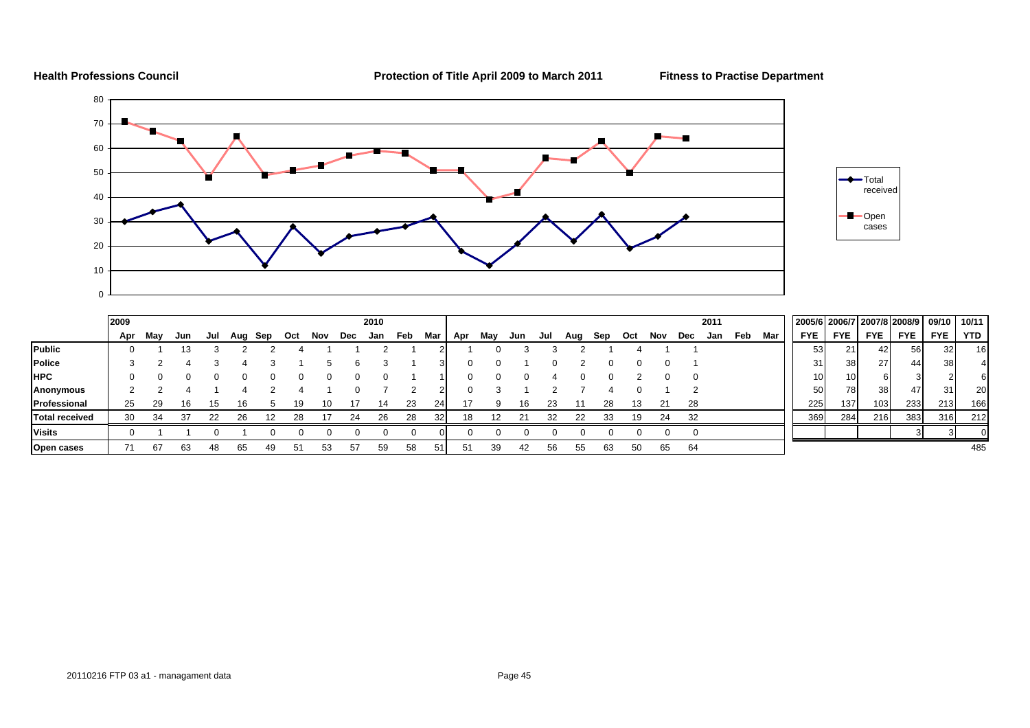**Health Professions Council** **Protection of Title April 2009 to March 2011** **Fitness to Practise Department**

| | 2009 | | | | | | | | | 2010 | | | | | | | | | | | | | 2011 | | | | 2005/6 | 2006/7 | 2007/8 | 2008/9 | 09/10 | 10/11 |
|---|---|---|---|---|---|---|---|---|---|---|---|---|---|---|---|---|---|---|---|---|---|---|---|---|---|---|---|---|---|---|---|---|
| | Apr | May | Jun | Jul | Aug | Sep | Oct | Nov | Dec | Jan | Feb | Mar | Apr | May | Jun | Jul | Aug | Sep | Oct | Nov | Dec | Jan | Feb | Mar | | FYE | FYE | FYE | FYE | FYE | YTD |
| **Public** | 0 | 1 | 13 | 3 | 2 | 2 | 4 | 1 | 1 | 2 | 1 | 2 | 1 | 0 | 3 | 3 | 2 | 1 | 4 | 1 | 1 | | | | 53 | 21 | 42 | 56 | 32 | 16 |
| **Police** | 3 | 2 | 4 | 3 | 4 | 3 | 1 | 5 | 6 | 3 | 1 | 3 | 0 | 0 | 1 | 0 | 2 | 0 | 0 | 0 | 1 | | | | 31 | 38 | 27 | 44 | 38 | 4 |
| **HPC** | 0 | 0 | 0 | 0 | 0 | 0 | 0 | 0 | 0 | 0 | 1 | 1 | 0 | 0 | 0 | 4 | 0 | 0 | 2 | 0 | 0 | | | | 10 | 10 | 6 | 3 | 2 | 6 |
| **Anonymous** | 2 | 2 | 4 | 1 | 4 | 2 | 4 | 1 | 0 | 7 | 2 | 2 | 0 | 3 | 1 | 2 | 7 | 4 | 0 | 1 | 2 | | | | 50 | 78 | 38 | 47 | 31 | 20 |
| **Professional** | 25 | 29 | 16 | 15 | 16 | 5 | 19 | 10 | 17 | 14 | 23 | 24 | 17 | 9 | 16 | 23 | 11 | 28 | 13 | 21 | 28 | | | | 225 | 137 | 103 | 233 | 213 | 166 |
| **Total received** | 30 | 34 | 37 | 22 | 26 | 12 | 28 | 17 | 24 | 26 | 28 | 32 | 18 | 12 | 21 | 32 | 22 | 33 | 19 | 24 | 32 | | | | 369 | 284 | 216 | 383 | 316 | 212 |
| **Visits** | 0 | 1 | 1 | 0 | 1 | 0 | 0 | 0 | 0 | 0 | 0 | 0 | 0 | 0 | 0 | 0 | 0 | 0 | 0 | 0 | 0 | | | | | | | 3 | 3 | 0 |
| **Open cases** | 71 | 67 | 63 | 48 | 65 | 49 | 51 | 53 | 57 | 59 | 58 | 51 | 51 | 39 | 42 | 56 | 55 | 63 | 50 | 65 | 64 | | | | | | | | | 485 |

20110216 FTP 03 a1 - managament data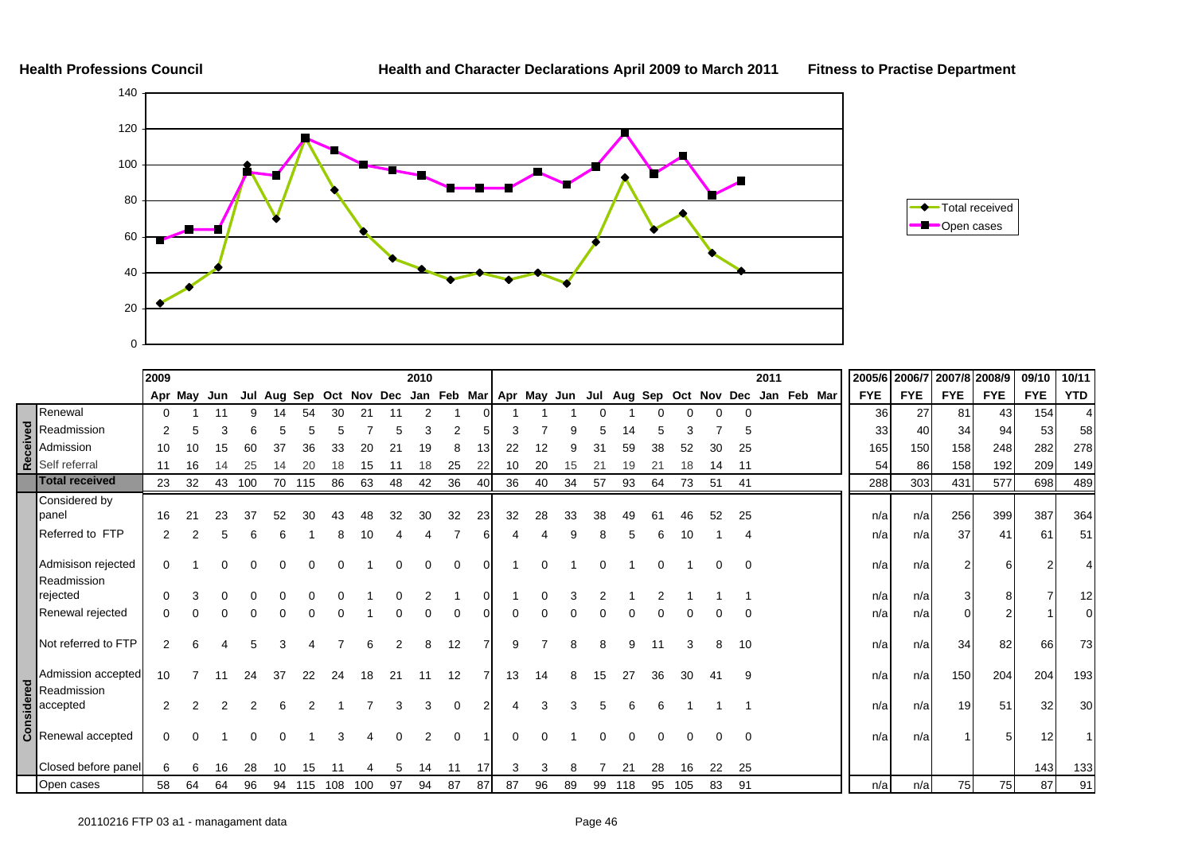**Health Professions Council** **Health and Character Declarations April 2009 to March 2011** **Fitness to Practise Department**

140
120
100
80
60
40
20
0

Total received
Open cases

| | | 2009 | | | | | | | | | 2010 | | | | | | | | | | | | 2011 | | | 2005/6 | 2006/7 | 2007/8 | 2008/9 | 09/10 | 10/11 |
|---|---|---|---|---|---|---|---|---|---|---|---|---|---|---|---|---|---|---|---|---|---|---|---|---|---|---|---|---|---|---|---|
| | | Apr | May | Jun | Jul | Aug | Sep | Oct | Nov | Dec | Jan | Feb | Mar | Apr | May | Jun | Jul | Aug | Sep | Oct | Nov | Dec | Jan | Feb | Mar | FYE | FYE | FYE | FYE | FYE | YTD |
| Received | Renewal | 0 | 1 | 11 | 9 | 14 | 54 | 30 | 21 | 11 | 2 | 1 | 0 | 1 | 1 | 1 | 0 | 1 | 0 | 0 | 0 | 0 | | | | 36 | 27 | 81 | 43 | 154 | 4 |
| | Readmission | 2 | 5 | 3 | 6 | 5 | 5 | 5 | 7 | 5 | 3 | 2 | 5 | 3 | 7 | 9 | 5 | 14 | 5 | 3 | 7 | 5 | | | | 33 | 40 | 34 | 94 | 53 | 58 |
| | Admission | 10 | 10 | 15 | 60 | 37 | 36 | 33 | 20 | 21 | 19 | 8 | 13 | 22 | 12 | 9 | 31 | 59 | 38 | 52 | 30 | 25 | | | | 165 | 150 | 158 | 248 | 282 | 278 |
| | Self referral | 11 | 16 | 14 | 25 | 14 | 20 | 18 | 15 | 11 | 18 | 25 | 22 | 10 | 20 | 15 | 21 | 19 | 21 | 18 | 14 | 11 | | | | 54 | 86 | 158 | 192 | 209 | 149 |
| | **Total received** | 23 | 32 | 43 | 100 | 70 | 115 | 86 | 63 | 48 | 42 | 36 | 40 | 36 | 40 | 34 | 57 | 93 | 64 | 73 | 51 | 41 | | | | 288 | 303 | 431 | 577 | 698 | 489 |
| Considered | Considered by panel | 16 | 21 | 23 | 37 | 52 | 30 | 43 | 48 | 32 | 30 | 32 | 23 | 32 | 28 | 33 | 38 | 49 | 61 | 46 | 52 | 25 | | | | n/a | n/a | 256 | 399 | 387 | 364 |
| | Referred to FTP | 2 | 2 | 5 | 6 | 6 | 1 | 8 | 10 | 4 | 4 | 7 | 6 | 4 | 4 | 9 | 8 | 5 | 6 | 10 | 1 | 4 | | | | n/a | n/a | 37 | 41 | 61 | 51 |
| | Admisison rejected | 0 | 1 | 0 | 0 | 0 | 0 | 0 | 1 | 0 | 0 | 0 | 0 | 1 | 0 | 1 | 0 | 1 | 0 | 1 | 0 | 0 | | | | n/a | n/a | 2 | 6 | 2 | 4 |
| | Readmission rejected | 0 | 3 | 0 | 0 | 0 | 0 | 0 | 1 | 0 | 2 | 1 | 0 | 1 | 0 | 3 | 2 | 1 | 2 | 1 | 1 | 1 | | | | n/a | n/a | 3 | 8 | 7 | 12 |
| | Renewal rejected | 0 | 0 | 0 | 0 | 0 | 0 | 0 | 1 | 0 | 0 | 0 | 0 | 0 | 0 | 0 | 0 | 0 | 0 | 0 | 0 | 0 | | | | n/a | n/a | 0 | 2 | 1 | 0 |
| | Not referred to FTP | 2 | 6 | 4 | 5 | 3 | 4 | 7 | 6 | 2 | 8 | 12 | 7 | 9 | 7 | 8 | 8 | 9 | 11 | 3 | 8 | 10 | | | | n/a | n/a | 34 | 82 | 66 | 73 |
| | Admission accepted | 10 | 7 | 11 | 24 | 37 | 22 | 24 | 18 | 21 | 11 | 12 | 7 | 13 | 14 | 8 | 15 | 27 | 36 | 30 | 41 | 9 | | | | n/a | n/a | 150 | 204 | 204 | 193 |
| | Readmission accepted | 2 | 2 | 2 | 2 | 6 | 2 | 1 | 7 | 3 | 3 | 0 | 2 | 4 | 3 | 3 | 5 | 6 | 6 | 1 | 1 | 1 | | | | n/a | n/a | 19 | 51 | 32 | 30 |
| | Renewal accepted | 0 | 0 | 1 | 0 | 0 | 1 | 3 | 4 | 0 | 2 | 0 | 1 | 0 | 0 | 1 | 0 | 0 | 0 | 0 | 0 | 0 | | | | n/a | n/a | 1 | 5 | 12 | 1 |
| | Closed before panel | 6 | 6 | 16 | 28 | 10 | 15 | 11 | 4 | 5 | 14 | 11 | 17 | 3 | 3 | 8 | 7 | 21 | 28 | 16 | 22 | 25 | | | | | | | | 143 | 133 |
| | Open cases | 58 | 64 | 64 | 96 | 94 | 115 | 108 | 100 | 97 | 94 | 87 | 87 | 87 | 96 | 89 | 99 | 118 | 95 | 105 | 83 | 91 | | | | n/a | n/a | 75 | 75 | 87 | 91 |

20110216 FTP 03 a1 - managament data